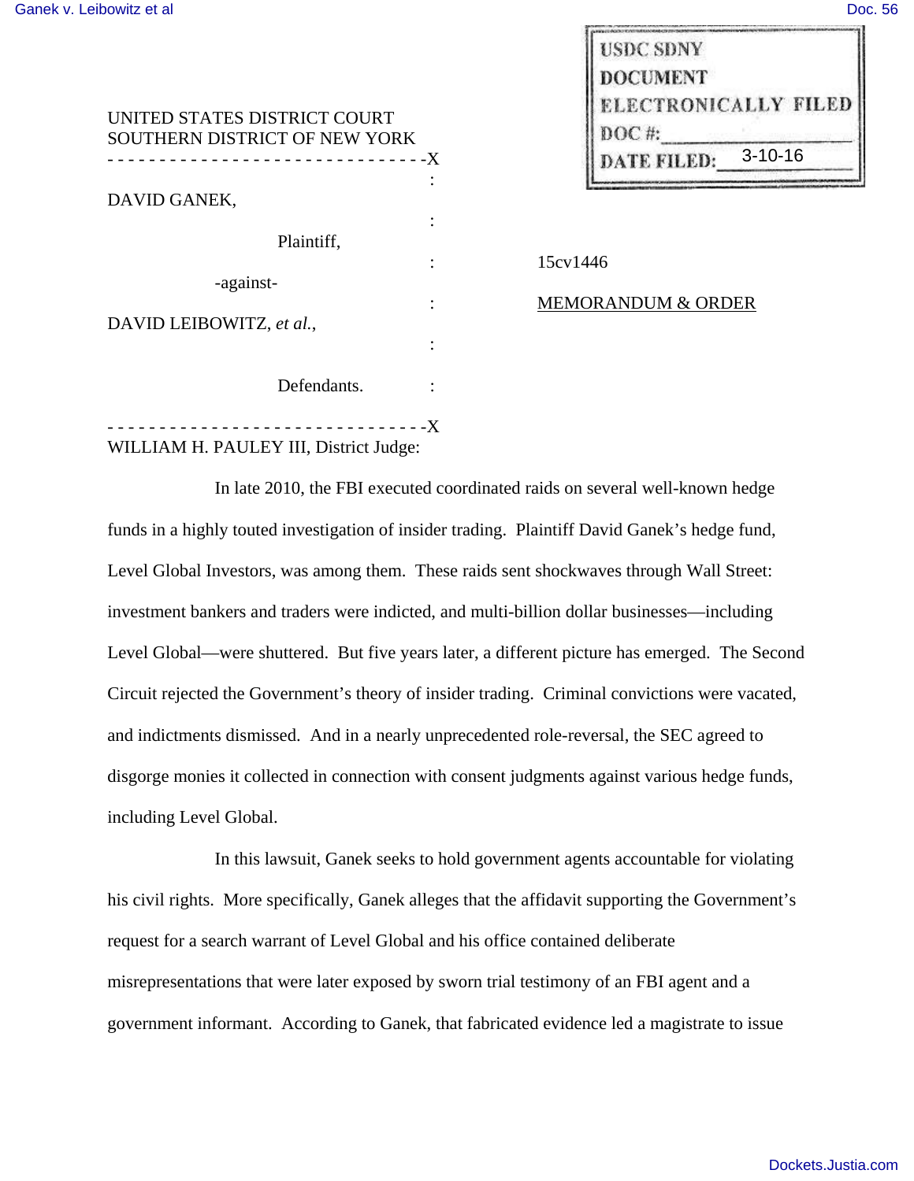USDC SDNY
DOCUMENT
ELECTRONICALLY FILED
DOC #:
DATE FILED: 3-10-16

UNITED STATES DISTRICT COURT
SOUTHERN DISTRICT OF NEW YORK

| | | |
|---|---|---|
| DAVID GANEK, | : | |
| Plaintiff, | : | 15cv1446 |
| -against- | : | MEMORANDUM & ORDER |
| DAVID LEIBOWITZ, *et al.*, | : | |
| Defendants. | : | |

WILLIAM H. PAULEY III, District Judge:

In late 2010, the FBI executed coordinated raids on several well-known hedge funds in a highly touted investigation of insider trading. Plaintiff David Ganek's hedge fund, Level Global Investors, was among them. These raids sent shockwaves through Wall Street: investment bankers and traders were indicted, and multi-billion dollar businesses—including Level Global—were shuttered. But five years later, a different picture has emerged. The Second Circuit rejected the Government's theory of insider trading. Criminal convictions were vacated, and indictments dismissed. And in a nearly unprecedented role-reversal, the SEC agreed to disgorge monies it collected in connection with consent judgments against various hedge funds, including Level Global.

In this lawsuit, Ganek seeks to hold government agents accountable for violating his civil rights. More specifically, Ganek alleges that the affidavit supporting the Government's request for a search warrant of Level Global and his office contained deliberate misrepresentations that were later exposed by sworn trial testimony of an FBI agent and a government informant. According to Ganek, that fabricated evidence led a magistrate to issue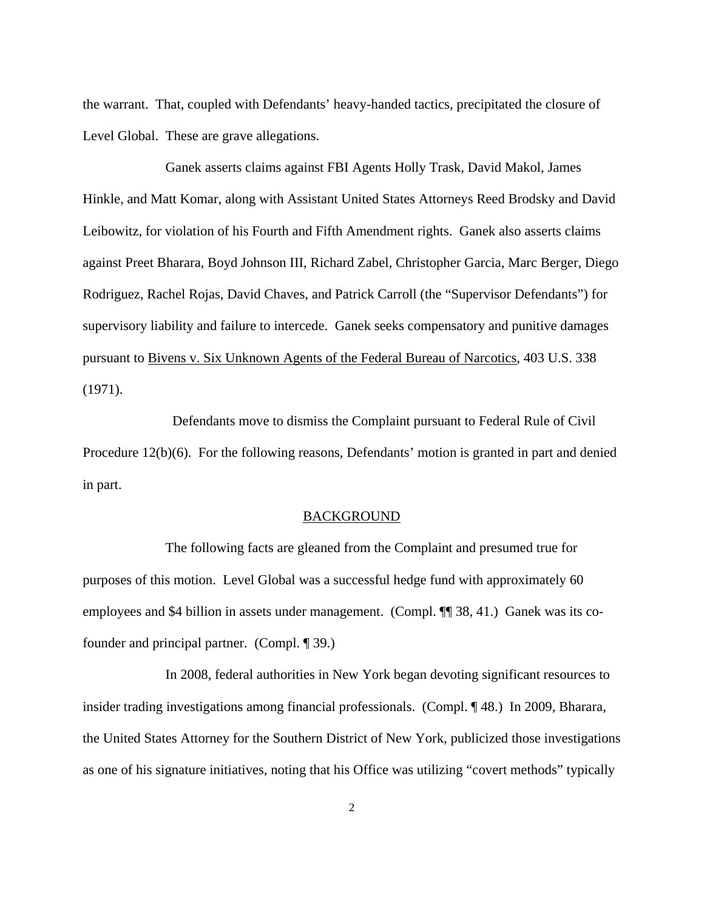the warrant. That, coupled with Defendants' heavy-handed tactics, precipitated the closure of Level Global. These are grave allegations.

Ganek asserts claims against FBI Agents Holly Trask, David Makol, James Hinkle, and Matt Komar, along with Assistant United States Attorneys Reed Brodsky and David Leibowitz, for violation of his Fourth and Fifth Amendment rights. Ganek also asserts claims against Preet Bharara, Boyd Johnson III, Richard Zabel, Christopher Garcia, Marc Berger, Diego Rodriguez, Rachel Rojas, David Chaves, and Patrick Carroll (the "Supervisor Defendants") for supervisory liability and failure to intercede. Ganek seeks compensatory and punitive damages pursuant to Bivens v. Six Unknown Agents of the Federal Bureau of Narcotics, 403 U.S. 338 (1971).

Defendants move to dismiss the Complaint pursuant to Federal Rule of Civil Procedure 12(b)(6). For the following reasons, Defendants' motion is granted in part and denied in part.

## BACKGROUND

The following facts are gleaned from the Complaint and presumed true for purposes of this motion. Level Global was a successful hedge fund with approximately 60 employees and $4 billion in assets under management. (Compl. ¶¶ 38, 41.) Ganek was its co-founder and principal partner. (Compl. ¶ 39.)

In 2008, federal authorities in New York began devoting significant resources to insider trading investigations among financial professionals. (Compl. ¶ 48.) In 2009, Bharara, the United States Attorney for the Southern District of New York, publicized those investigations as one of his signature initiatives, noting that his Office was utilizing "covert methods" typically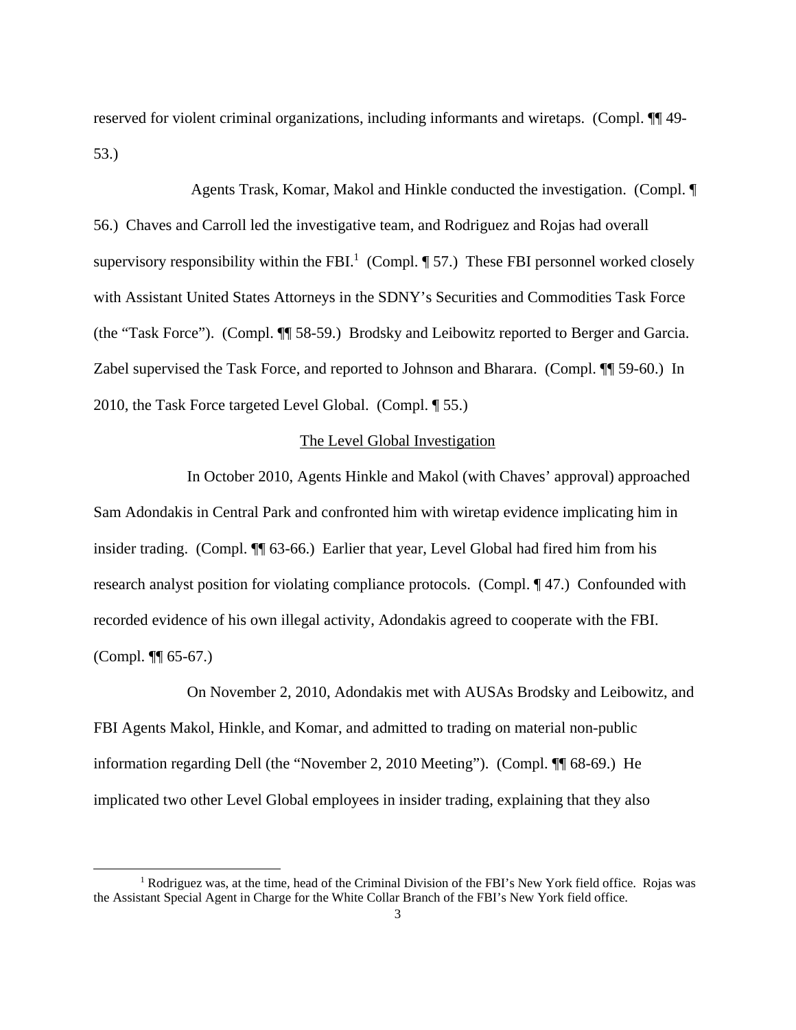reserved for violent criminal organizations, including informants and wiretaps. (Compl. ¶¶ 49-53.)

Agents Trask, Komar, Makol and Hinkle conducted the investigation. (Compl. ¶ 56.) Chaves and Carroll led the investigative team, and Rodriguez and Rojas had overall supervisory responsibility within the FBI.[1] (Compl. ¶ 57.) These FBI personnel worked closely with Assistant United States Attorneys in the SDNY's Securities and Commodities Task Force (the "Task Force"). (Compl. ¶¶ 58-59.) Brodsky and Leibowitz reported to Berger and Garcia. Zabel supervised the Task Force, and reported to Johnson and Bharara. (Compl. ¶¶ 59-60.) In 2010, the Task Force targeted Level Global. (Compl. ¶ 55.)

## The Level Global Investigation

In October 2010, Agents Hinkle and Makol (with Chaves' approval) approached Sam Adondakis in Central Park and confronted him with wiretap evidence implicating him in insider trading. (Compl. ¶¶ 63-66.) Earlier that year, Level Global had fired him from his research analyst position for violating compliance protocols. (Compl. ¶ 47.) Confounded with recorded evidence of his own illegal activity, Adondakis agreed to cooperate with the FBI. (Compl. ¶¶ 65-67.)

On November 2, 2010, Adondakis met with AUSAs Brodsky and Leibowitz, and FBI Agents Makol, Hinkle, and Komar, and admitted to trading on material non-public information regarding Dell (the "November 2, 2010 Meeting"). (Compl. ¶¶ 68-69.) He implicated two other Level Global employees in insider trading, explaining that they also

[1] Rodriguez was, at the time, head of the Criminal Division of the FBI's New York field office. Rojas was the Assistant Special Agent in Charge for the White Collar Branch of the FBI's New York field office.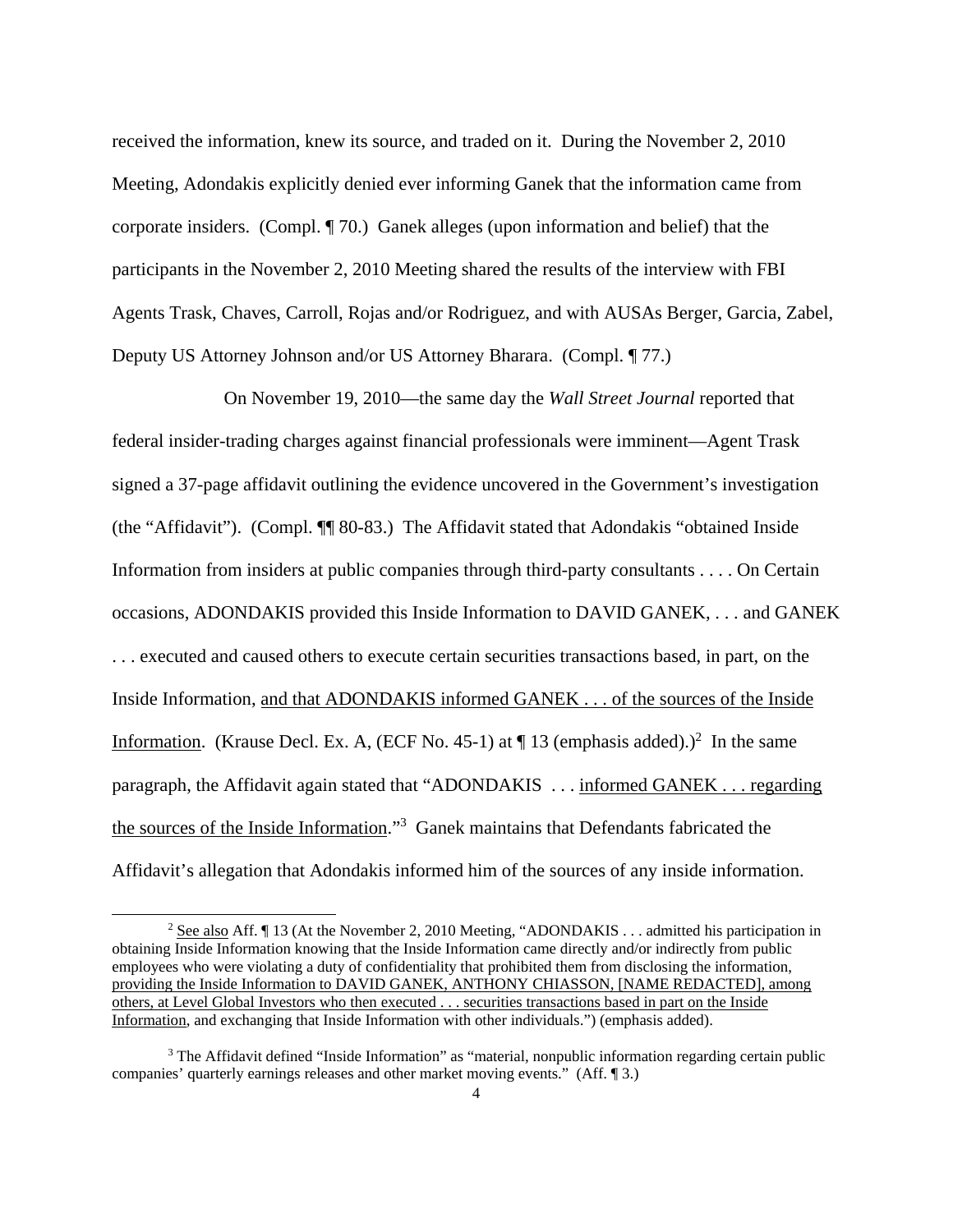received the information, knew its source, and traded on it. During the November 2, 2010 Meeting, Adondakis explicitly denied ever informing Ganek that the information came from corporate insiders. (Compl. ¶ 70.) Ganek alleges (upon information and belief) that the participants in the November 2, 2010 Meeting shared the results of the interview with FBI Agents Trask, Chaves, Carroll, Rojas and/or Rodriguez, and with AUSAs Berger, Garcia, Zabel, Deputy US Attorney Johnson and/or US Attorney Bharara. (Compl. ¶ 77.)

On November 19, 2010—the same day the *Wall Street Journal* reported that federal insider-trading charges against financial professionals were imminent—Agent Trask signed a 37-page affidavit outlining the evidence uncovered in the Government's investigation (the "Affidavit"). (Compl. ¶¶ 80-83.) The Affidavit stated that Adondakis "obtained Inside Information from insiders at public companies through third-party consultants . . . . On Certain occasions, ADONDAKIS provided this Inside Information to DAVID GANEK, . . . and GANEK . . . executed and caused others to execute certain securities transactions based, in part, on the Inside Information, <u>and that ADONDAKIS informed GANEK . . . of the sources of the Inside Information</u>. (Krause Decl. Ex. A, (ECF No. 45-1) at ¶ 13 (emphasis added).)[2] In the same paragraph, the Affidavit again stated that "ADONDAKIS . . . <u>informed GANEK . . . regarding the sources of the Inside Information</u>."[3] Ganek maintains that Defendants fabricated the Affidavit's allegation that Adondakis informed him of the sources of any inside information.

---

[2] <u>See also</u> Aff. ¶ 13 (At the November 2, 2010 Meeting, "ADONDAKIS . . . admitted his participation in obtaining Inside Information knowing that the Inside Information came directly and/or indirectly from public employees who were violating a duty of confidentiality that prohibited them from disclosing the information, <u>providing the Inside Information to DAVID GANEK, ANTHONY CHIASSON, [NAME REDACTED], among others, at Level Global Investors who then executed . . . securities transactions based in part on the Inside Information</u>, and exchanging that Inside Information with other individuals.") (emphasis added).

[3] The Affidavit defined "Inside Information" as "material, nonpublic information regarding certain public companies' quarterly earnings releases and other market moving events." (Aff. ¶ 3.)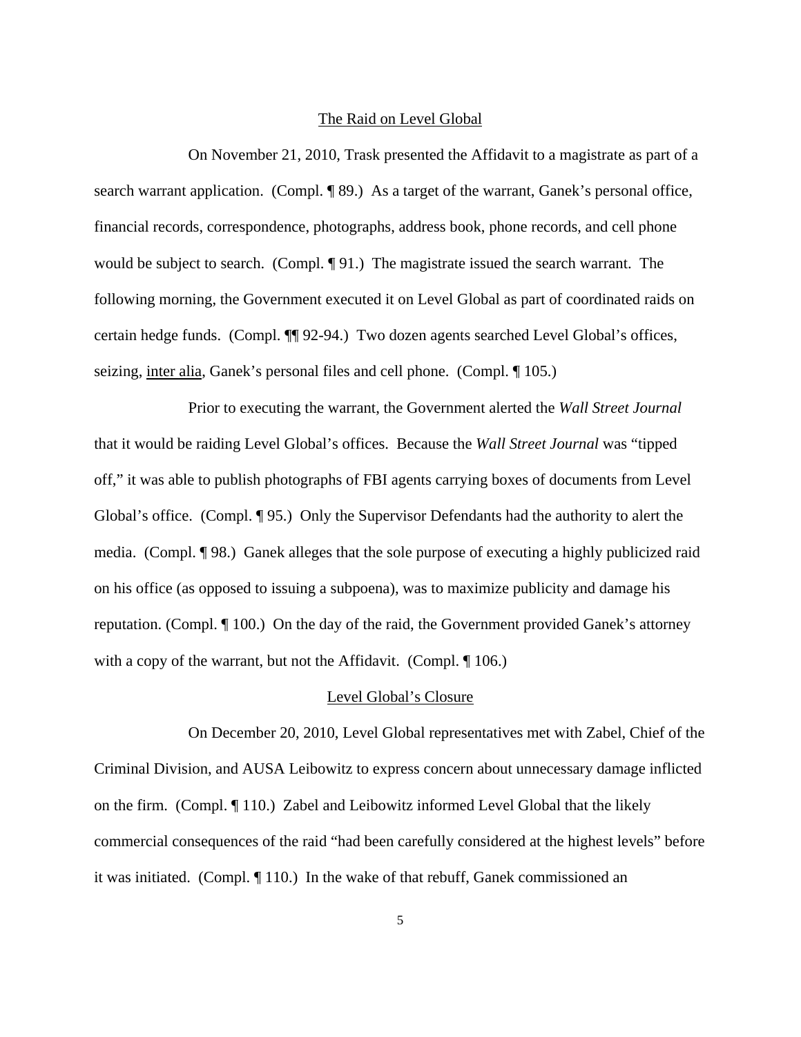The Raid on Level Global

On November 21, 2010, Trask presented the Affidavit to a magistrate as part of a search warrant application. (Compl. ¶ 89.) As a target of the warrant, Ganek's personal office, financial records, correspondence, photographs, address book, phone records, and cell phone would be subject to search. (Compl. ¶ 91.) The magistrate issued the search warrant. The following morning, the Government executed it on Level Global as part of coordinated raids on certain hedge funds. (Compl. ¶¶ 92-94.) Two dozen agents searched Level Global's offices, seizing, inter alia, Ganek's personal files and cell phone. (Compl. ¶ 105.)

Prior to executing the warrant, the Government alerted the *Wall Street Journal* that it would be raiding Level Global's offices. Because the *Wall Street Journal* was "tipped off," it was able to publish photographs of FBI agents carrying boxes of documents from Level Global's office. (Compl. ¶ 95.) Only the Supervisor Defendants had the authority to alert the media. (Compl. ¶ 98.) Ganek alleges that the sole purpose of executing a highly publicized raid on his office (as opposed to issuing a subpoena), was to maximize publicity and damage his reputation. (Compl. ¶ 100.) On the day of the raid, the Government provided Ganek's attorney with a copy of the warrant, but not the Affidavit. (Compl. ¶ 106.)

Level Global's Closure

On December 20, 2010, Level Global representatives met with Zabel, Chief of the Criminal Division, and AUSA Leibowitz to express concern about unnecessary damage inflicted on the firm. (Compl. ¶ 110.) Zabel and Leibowitz informed Level Global that the likely commercial consequences of the raid "had been carefully considered at the highest levels" before it was initiated. (Compl. ¶ 110.) In the wake of that rebuff, Ganek commissioned an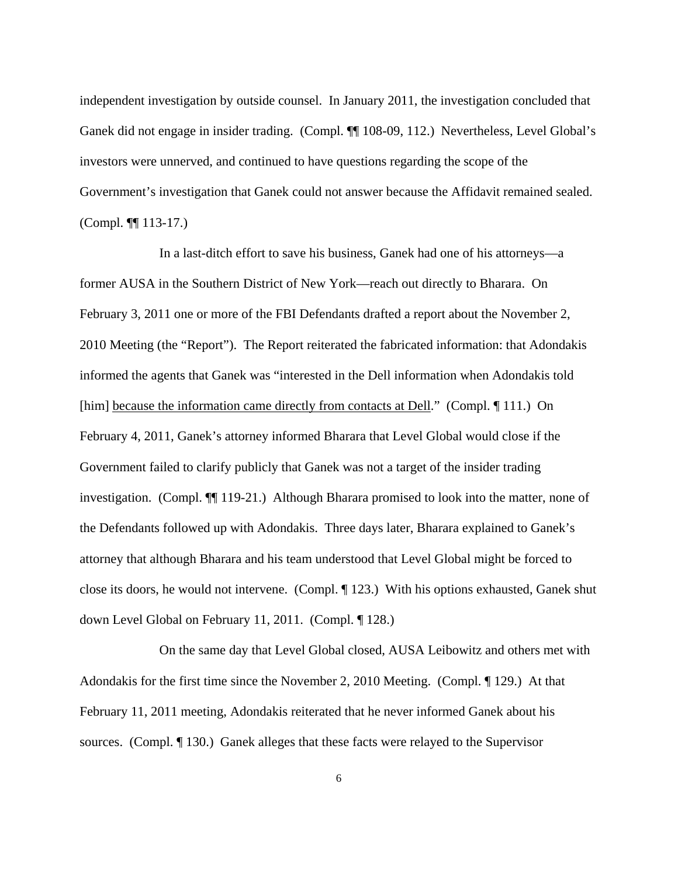independent investigation by outside counsel. In January 2011, the investigation concluded that Ganek did not engage in insider trading. (Compl. ¶¶ 108-09, 112.) Nevertheless, Level Global's investors were unnerved, and continued to have questions regarding the scope of the Government's investigation that Ganek could not answer because the Affidavit remained sealed. (Compl. ¶¶ 113-17.)

In a last-ditch effort to save his business, Ganek had one of his attorneys—a former AUSA in the Southern District of New York—reach out directly to Bharara. On February 3, 2011 one or more of the FBI Defendants drafted a report about the November 2, 2010 Meeting (the "Report"). The Report reiterated the fabricated information: that Adondakis informed the agents that Ganek was "interested in the Dell information when Adondakis told [him] <u>because the information came directly from contacts at Dell</u>." (Compl. ¶ 111.) On February 4, 2011, Ganek's attorney informed Bharara that Level Global would close if the Government failed to clarify publicly that Ganek was not a target of the insider trading investigation. (Compl. ¶¶ 119-21.) Although Bharara promised to look into the matter, none of the Defendants followed up with Adondakis. Three days later, Bharara explained to Ganek's attorney that although Bharara and his team understood that Level Global might be forced to close its doors, he would not intervene. (Compl. ¶ 123.) With his options exhausted, Ganek shut down Level Global on February 11, 2011. (Compl. ¶ 128.)

On the same day that Level Global closed, AUSA Leibowitz and others met with Adondakis for the first time since the November 2, 2010 Meeting. (Compl. ¶ 129.) At that February 11, 2011 meeting, Adondakis reiterated that he never informed Ganek about his sources. (Compl. ¶ 130.) Ganek alleges that these facts were relayed to the Supervisor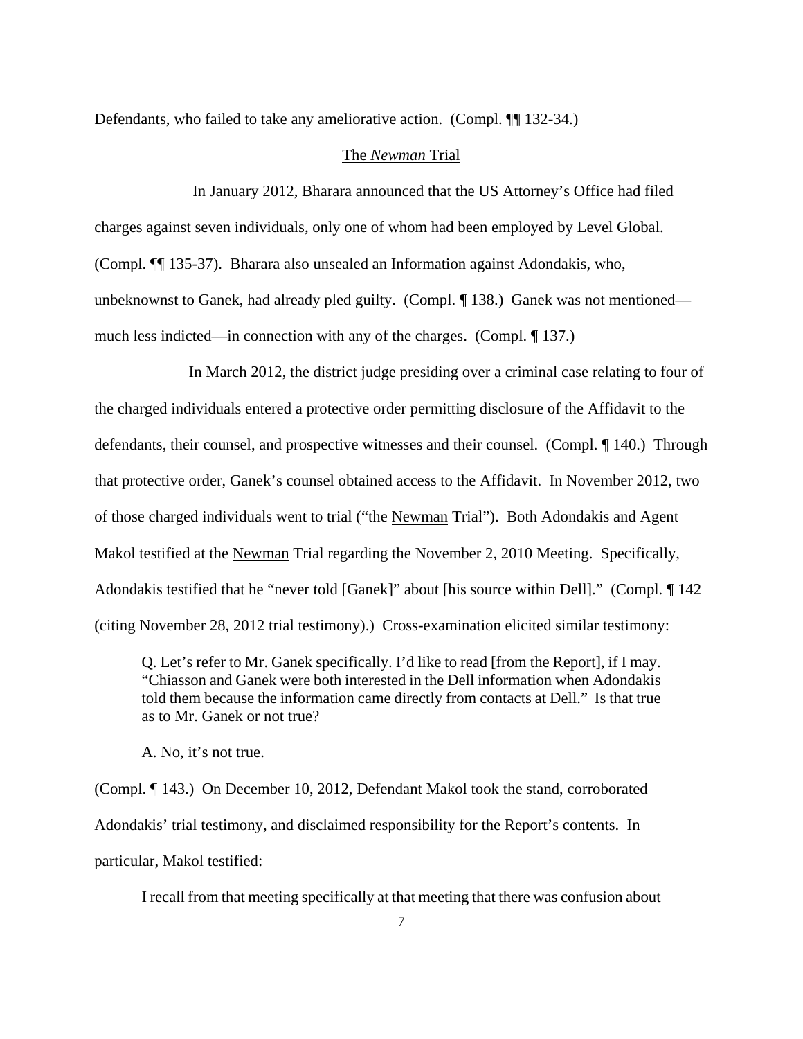Defendants, who failed to take any ameliorative action. (Compl. ¶¶ 132-34.)

## The *Newman* Trial

In January 2012, Bharara announced that the US Attorney's Office had filed charges against seven individuals, only one of whom had been employed by Level Global. (Compl. ¶¶ 135-37). Bharara also unsealed an Information against Adondakis, who, unbeknownst to Ganek, had already pled guilty. (Compl. ¶ 138.) Ganek was not mentioned—much less indicted—in connection with any of the charges. (Compl. ¶ 137.)

In March 2012, the district judge presiding over a criminal case relating to four of the charged individuals entered a protective order permitting disclosure of the Affidavit to the defendants, their counsel, and prospective witnesses and their counsel. (Compl. ¶ 140.) Through that protective order, Ganek's counsel obtained access to the Affidavit. In November 2012, two of those charged individuals went to trial ("the Newman Trial"). Both Adondakis and Agent Makol testified at the Newman Trial regarding the November 2, 2010 Meeting. Specifically, Adondakis testified that he "never told [Ganek]" about [his source within Dell]." (Compl. ¶ 142 (citing November 28, 2012 trial testimony).) Cross-examination elicited similar testimony:

> Q. Let's refer to Mr. Ganek specifically. I'd like to read [from the Report], if I may. "Chiasson and Ganek were both interested in the Dell information when Adondakis told them because the information came directly from contacts at Dell." Is that true as to Mr. Ganek or not true?
>
> A. No, it's not true.

(Compl. ¶ 143.) On December 10, 2012, Defendant Makol took the stand, corroborated Adondakis' trial testimony, and disclaimed responsibility for the Report's contents. In particular, Makol testified:

> I recall from that meeting specifically at that meeting that there was confusion about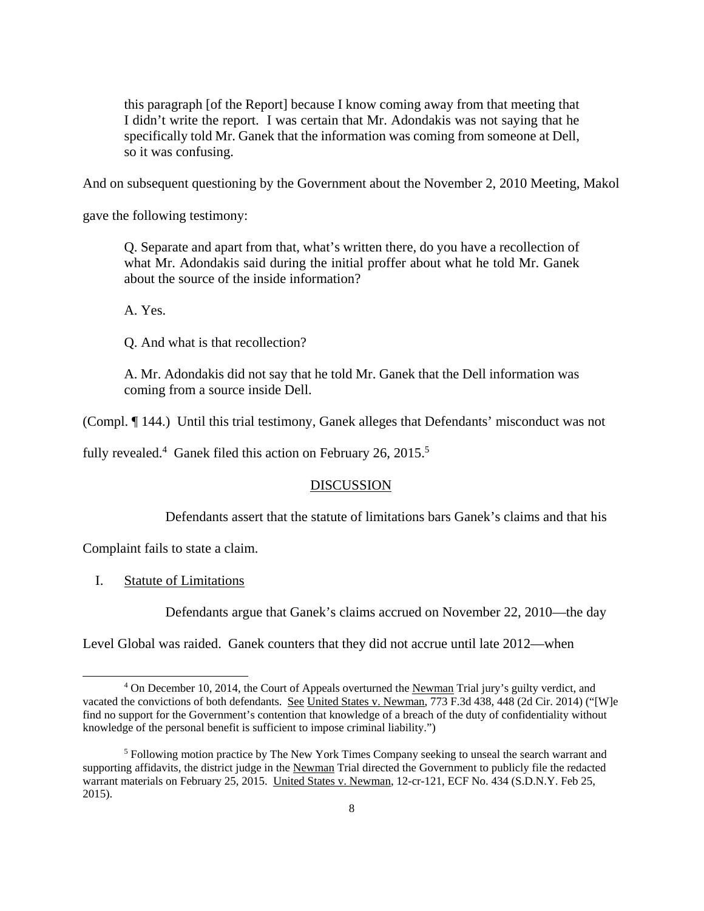> this paragraph [of the Report] because I know coming away from that meeting that I didn't write the report. I was certain that Mr. Adondakis was not saying that he specifically told Mr. Ganek that the information was coming from someone at Dell, so it was confusing.

And on subsequent questioning by the Government about the November 2, 2010 Meeting, Makol gave the following testimony:

> Q. Separate and apart from that, what's written there, do you have a recollection of what Mr. Adondakis said during the initial proffer about what he told Mr. Ganek about the source of the inside information?
>
> A. Yes.
>
> Q. And what is that recollection?
>
> A. Mr. Adondakis did not say that he told Mr. Ganek that the Dell information was coming from a source inside Dell.

(Compl. ¶ 144.) Until this trial testimony, Ganek alleges that Defendants' misconduct was not fully revealed.[4] Ganek filed this action on February 26, 2015.[5]

## DISCUSSION

Defendants assert that the statute of limitations bars Ganek's claims and that his Complaint fails to state a claim.

### I. Statute of Limitations

Defendants argue that Ganek's claims accrued on November 22, 2010—the day Level Global was raided. Ganek counters that they did not accrue until late 2012—when

---

[4] On December 10, 2014, the Court of Appeals overturned the Newman Trial jury's guilty verdict, and vacated the convictions of both defendants. See United States v. Newman, 773 F.3d 438, 448 (2d Cir. 2014) ("[W]e find no support for the Government's contention that knowledge of a breach of the duty of confidentiality without knowledge of the personal benefit is sufficient to impose criminal liability.")

[5] Following motion practice by The New York Times Company seeking to unseal the search warrant and supporting affidavits, the district judge in the Newman Trial directed the Government to publicly file the redacted warrant materials on February 25, 2015. United States v. Newman, 12-cr-121, ECF No. 434 (S.D.N.Y. Feb 25, 2015).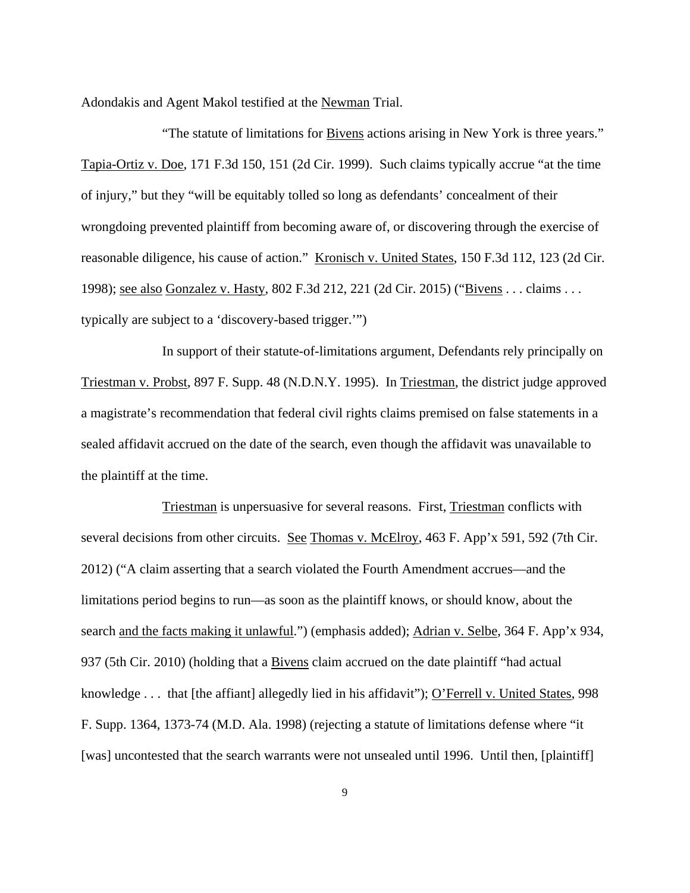Adondakis and Agent Makol testified at the Newman Trial.

"The statute of limitations for Bivens actions arising in New York is three years." Tapia-Ortiz v. Doe, 171 F.3d 150, 151 (2d Cir. 1999). Such claims typically accrue "at the time of injury," but they "will be equitably tolled so long as defendants' concealment of their wrongdoing prevented plaintiff from becoming aware of, or discovering through the exercise of reasonable diligence, his cause of action." Kronisch v. United States, 150 F.3d 112, 123 (2d Cir. 1998); see also Gonzalez v. Hasty, 802 F.3d 212, 221 (2d Cir. 2015) ("Bivens . . . claims . . . typically are subject to a 'discovery-based trigger.'")

In support of their statute-of-limitations argument, Defendants rely principally on Triestman v. Probst, 897 F. Supp. 48 (N.D.N.Y. 1995). In Triestman, the district judge approved a magistrate's recommendation that federal civil rights claims premised on false statements in a sealed affidavit accrued on the date of the search, even though the affidavit was unavailable to the plaintiff at the time.

Triestman is unpersuasive for several reasons. First, Triestman conflicts with several decisions from other circuits. See Thomas v. McElroy, 463 F. App'x 591, 592 (7th Cir. 2012) ("A claim asserting that a search violated the Fourth Amendment accrues—and the limitations period begins to run—as soon as the plaintiff knows, or should know, about the search and the facts making it unlawful.") (emphasis added); Adrian v. Selbe, 364 F. App'x 934, 937 (5th Cir. 2010) (holding that a Bivens claim accrued on the date plaintiff "had actual knowledge . . . that [the affiant] allegedly lied in his affidavit"); O'Ferrell v. United States, 998 F. Supp. 1364, 1373-74 (M.D. Ala. 1998) (rejecting a statute of limitations defense where "it [was] uncontested that the search warrants were not unsealed until 1996. Until then, [plaintiff]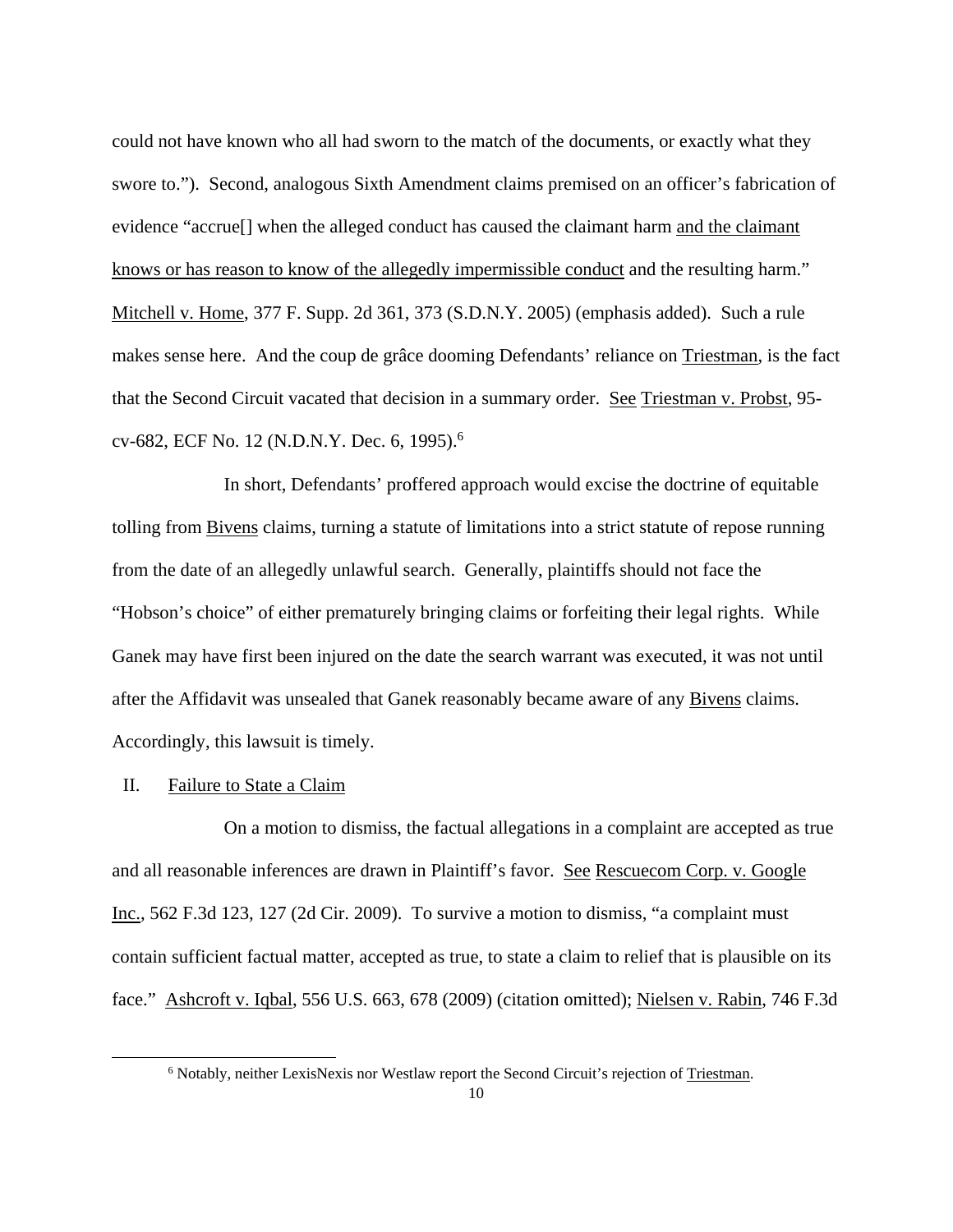could not have known who all had sworn to the match of the documents, or exactly what they swore to."). Second, analogous Sixth Amendment claims premised on an officer's fabrication of evidence "accrue[] when the alleged conduct has caused the claimant harm <u>and the claimant knows or has reason to know of the allegedly impermissible conduct</u> and the resulting harm." <u>Mitchell v. Home</u>, 377 F. Supp. 2d 361, 373 (S.D.N.Y. 2005) (emphasis added). Such a rule makes sense here. And the coup de grâce dooming Defendants' reliance on <u>Triestman</u>, is the fact that the Second Circuit vacated that decision in a summary order. <u>See</u> <u>Triestman v. Probst</u>, 95-cv-682, ECF No. 12 (N.D.N.Y. Dec. 6, 1995).[6]

In short, Defendants' proffered approach would excise the doctrine of equitable tolling from <u>Bivens</u> claims, turning a statute of limitations into a strict statute of repose running from the date of an allegedly unlawful search. Generally, plaintiffs should not face the "Hobson's choice" of either prematurely bringing claims or forfeiting their legal rights. While Ganek may have first been injured on the date the search warrant was executed, it was not until after the Affidavit was unsealed that Ganek reasonably became aware of any <u>Bivens</u> claims. Accordingly, this lawsuit is timely.

## II. <u>Failure to State a Claim</u>

On a motion to dismiss, the factual allegations in a complaint are accepted as true and all reasonable inferences are drawn in Plaintiff's favor. <u>See</u> <u>Rescuecom Corp. v. Google Inc.</u>, 562 F.3d 123, 127 (2d Cir. 2009). To survive a motion to dismiss, "a complaint must contain sufficient factual matter, accepted as true, to state a claim to relief that is plausible on its face." <u>Ashcroft v. Iqbal</u>, 556 U.S. 663, 678 (2009) (citation omitted); <u>Nielsen v. Rabin</u>, 746 F.3d

---

[6] Notably, neither LexisNexis nor Westlaw report the Second Circuit's rejection of <u>Triestman</u>.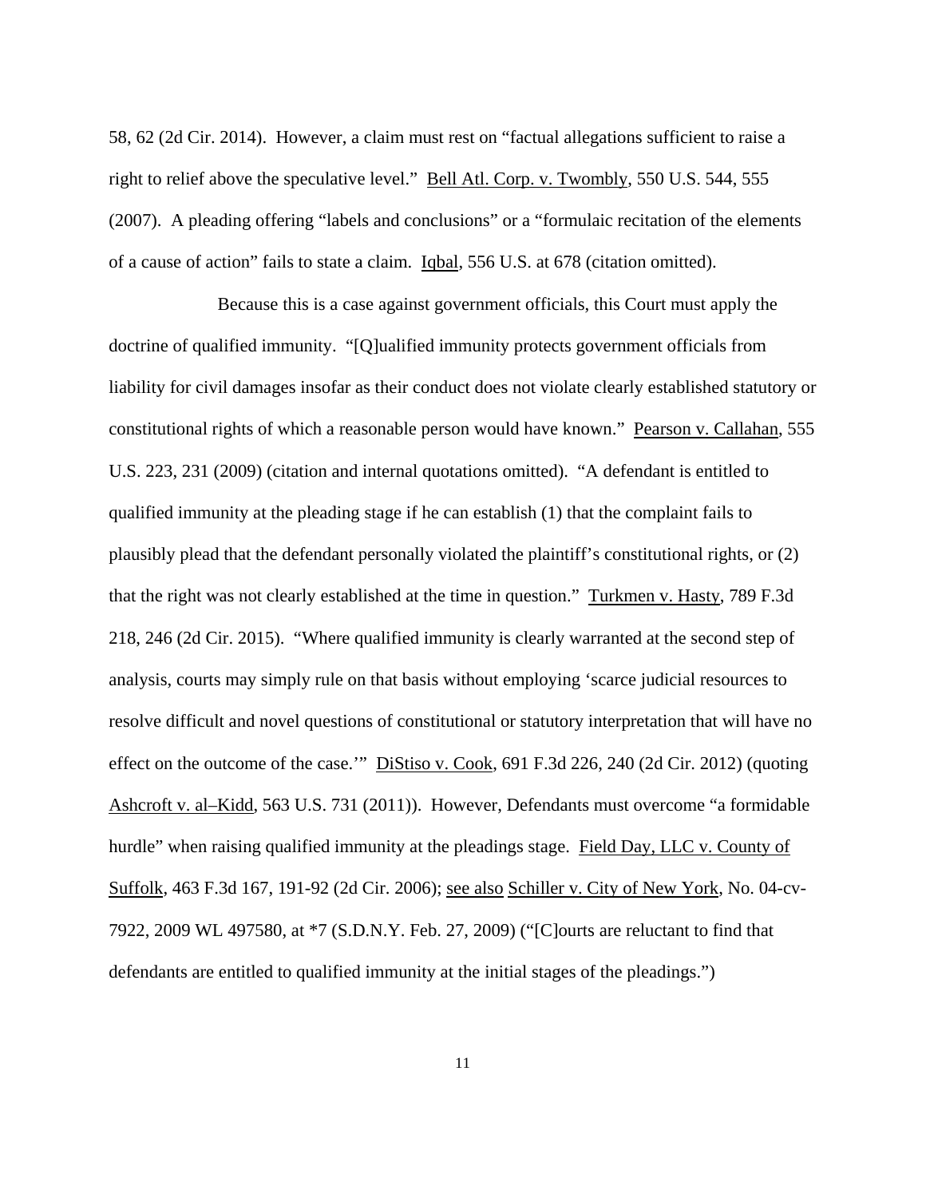58, 62 (2d Cir. 2014). However, a claim must rest on "factual allegations sufficient to raise a right to relief above the speculative level." Bell Atl. Corp. v. Twombly, 550 U.S. 544, 555 (2007). A pleading offering "labels and conclusions" or a "formulaic recitation of the elements of a cause of action" fails to state a claim. Iqbal, 556 U.S. at 678 (citation omitted).

Because this is a case against government officials, this Court must apply the doctrine of qualified immunity. "[Q]ualified immunity protects government officials from liability for civil damages insofar as their conduct does not violate clearly established statutory or constitutional rights of which a reasonable person would have known." Pearson v. Callahan, 555 U.S. 223, 231 (2009) (citation and internal quotations omitted). "A defendant is entitled to qualified immunity at the pleading stage if he can establish (1) that the complaint fails to plausibly plead that the defendant personally violated the plaintiff's constitutional rights, or (2) that the right was not clearly established at the time in question." Turkmen v. Hasty, 789 F.3d 218, 246 (2d Cir. 2015). "Where qualified immunity is clearly warranted at the second step of analysis, courts may simply rule on that basis without employing 'scarce judicial resources to resolve difficult and novel questions of constitutional or statutory interpretation that will have no effect on the outcome of the case.'" DiStiso v. Cook, 691 F.3d 226, 240 (2d Cir. 2012) (quoting Ashcroft v. al–Kidd, 563 U.S. 731 (2011)). However, Defendants must overcome "a formidable hurdle" when raising qualified immunity at the pleadings stage. Field Day, LLC v. County of Suffolk, 463 F.3d 167, 191-92 (2d Cir. 2006); see also Schiller v. City of New York, No. 04-cv-7922, 2009 WL 497580, at *7 (S.D.N.Y. Feb. 27, 2009) ("[C]ourts are reluctant to find that defendants are entitled to qualified immunity at the initial stages of the pleadings.")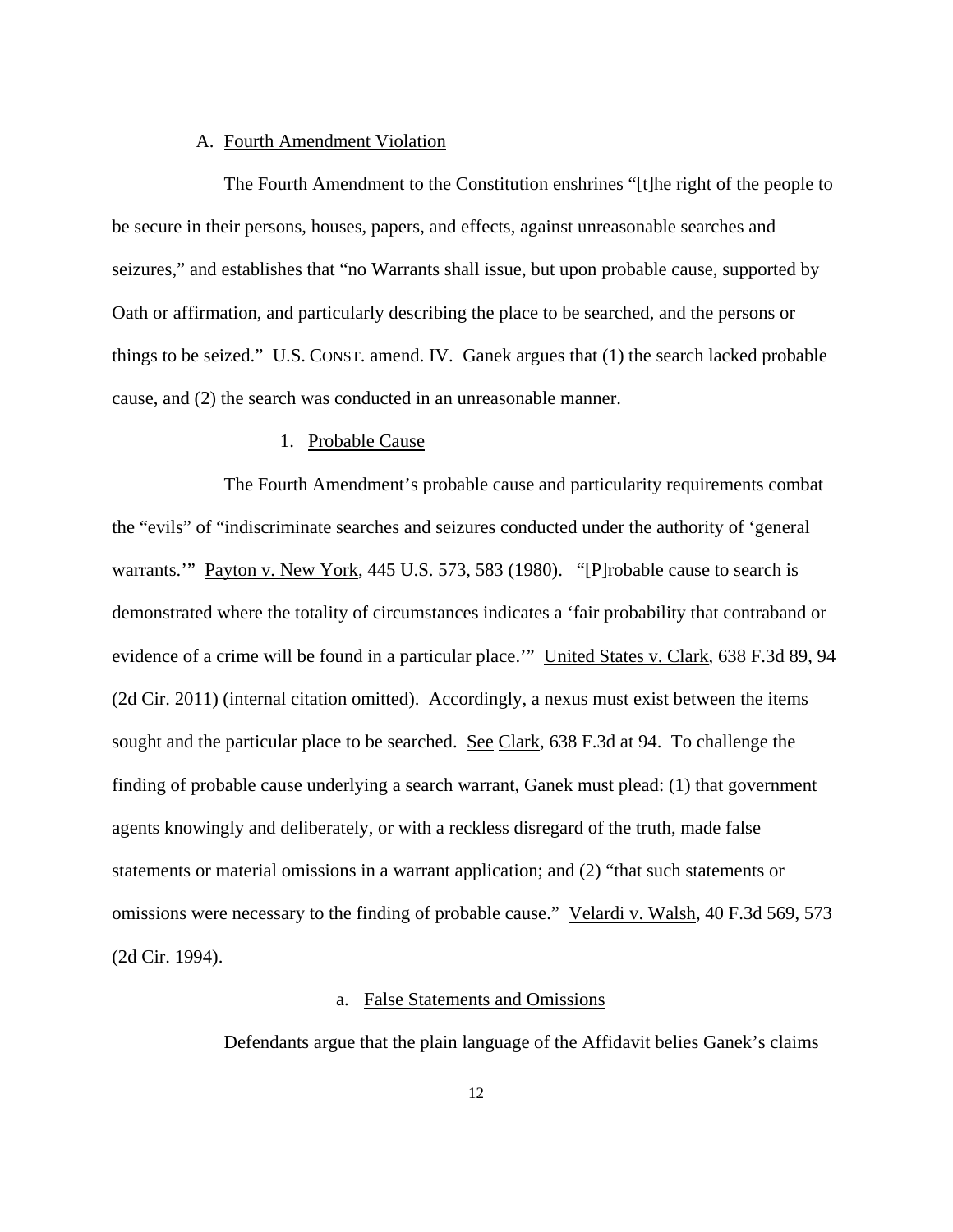### A. Fourth Amendment Violation

The Fourth Amendment to the Constitution enshrines "[t]he right of the people to be secure in their persons, houses, papers, and effects, against unreasonable searches and seizures," and establishes that "no Warrants shall issue, but upon probable cause, supported by Oath or affirmation, and particularly describing the place to be searched, and the persons or things to be seized." U.S. CONST. amend. IV. Ganek argues that (1) the search lacked probable cause, and (2) the search was conducted in an unreasonable manner.

#### 1. Probable Cause

The Fourth Amendment's probable cause and particularity requirements combat the "evils" of "indiscriminate searches and seizures conducted under the authority of 'general warrants.'" Payton v. New York, 445 U.S. 573, 583 (1980). "[P]robable cause to search is demonstrated where the totality of circumstances indicates a 'fair probability that contraband or evidence of a crime will be found in a particular place.'" United States v. Clark, 638 F.3d 89, 94 (2d Cir. 2011) (internal citation omitted). Accordingly, a nexus must exist between the items sought and the particular place to be searched. See Clark, 638 F.3d at 94. To challenge the finding of probable cause underlying a search warrant, Ganek must plead: (1) that government agents knowingly and deliberately, or with a reckless disregard of the truth, made false statements or material omissions in a warrant application; and (2) "that such statements or omissions were necessary to the finding of probable cause." Velardi v. Walsh, 40 F.3d 569, 573 (2d Cir. 1994).

##### a. False Statements and Omissions

Defendants argue that the plain language of the Affidavit belies Ganek's claims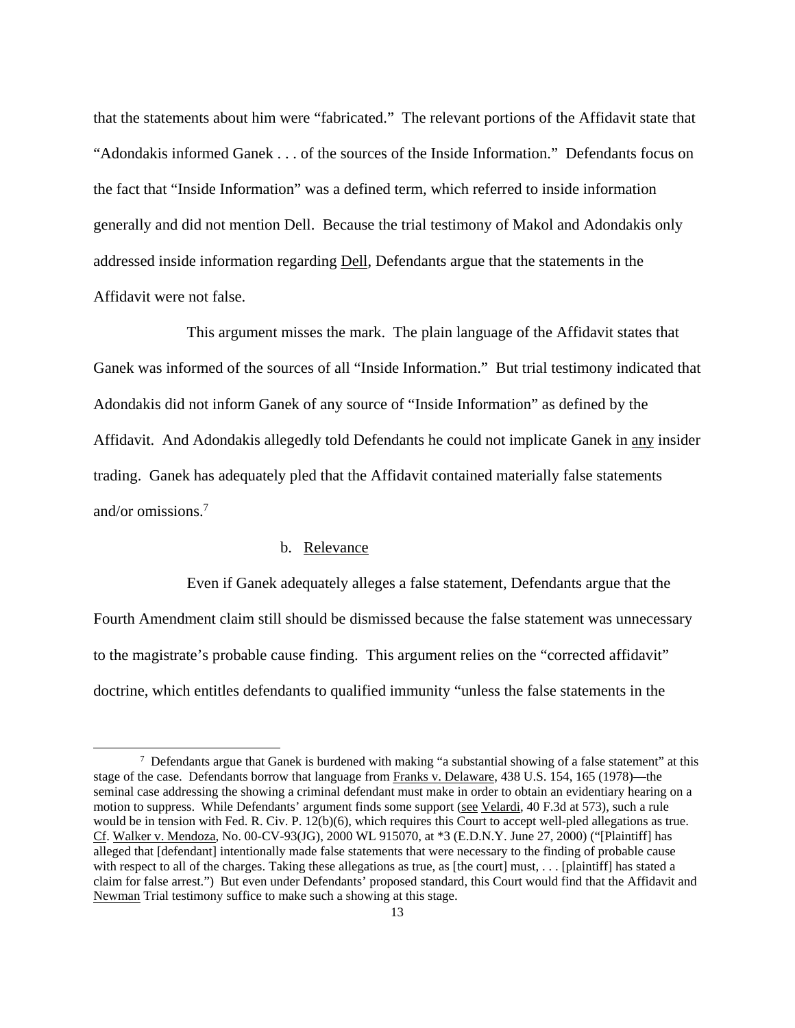that the statements about him were "fabricated." The relevant portions of the Affidavit state that "Adondakis informed Ganek . . . of the sources of the Inside Information." Defendants focus on the fact that "Inside Information" was a defined term, which referred to inside information generally and did not mention Dell. Because the trial testimony of Makol and Adondakis only addressed inside information regarding Dell, Defendants argue that the statements in the Affidavit were not false.

This argument misses the mark. The plain language of the Affidavit states that Ganek was informed of the sources of all "Inside Information." But trial testimony indicated that Adondakis did not inform Ganek of any source of "Inside Information" as defined by the Affidavit. And Adondakis allegedly told Defendants he could not implicate Ganek in any insider trading. Ganek has adequately pled that the Affidavit contained materially false statements and/or omissions.[7]

b. Relevance

Even if Ganek adequately alleges a false statement, Defendants argue that the Fourth Amendment claim still should be dismissed because the false statement was unnecessary to the magistrate's probable cause finding. This argument relies on the "corrected affidavit" doctrine, which entitles defendants to qualified immunity "unless the false statements in the

[7] Defendants argue that Ganek is burdened with making "a substantial showing of a false statement" at this stage of the case. Defendants borrow that language from Franks v. Delaware, 438 U.S. 154, 165 (1978)—the seminal case addressing the showing a criminal defendant must make in order to obtain an evidentiary hearing on a motion to suppress. While Defendants' argument finds some support (see Velardi, 40 F.3d at 573), such a rule would be in tension with Fed. R. Civ. P. 12(b)(6), which requires this Court to accept well-pled allegations as true. Cf. Walker v. Mendoza, No. 00-CV-93(JG), 2000 WL 915070, at *3 (E.D.N.Y. June 27, 2000) ("[Plaintiff] has alleged that [defendant] intentionally made false statements that were necessary to the finding of probable cause with respect to all of the charges. Taking these allegations as true, as [the court] must, . . . [plaintiff] has stated a claim for false arrest.") But even under Defendants' proposed standard, this Court would find that the Affidavit and Newman Trial testimony suffice to make such a showing at this stage.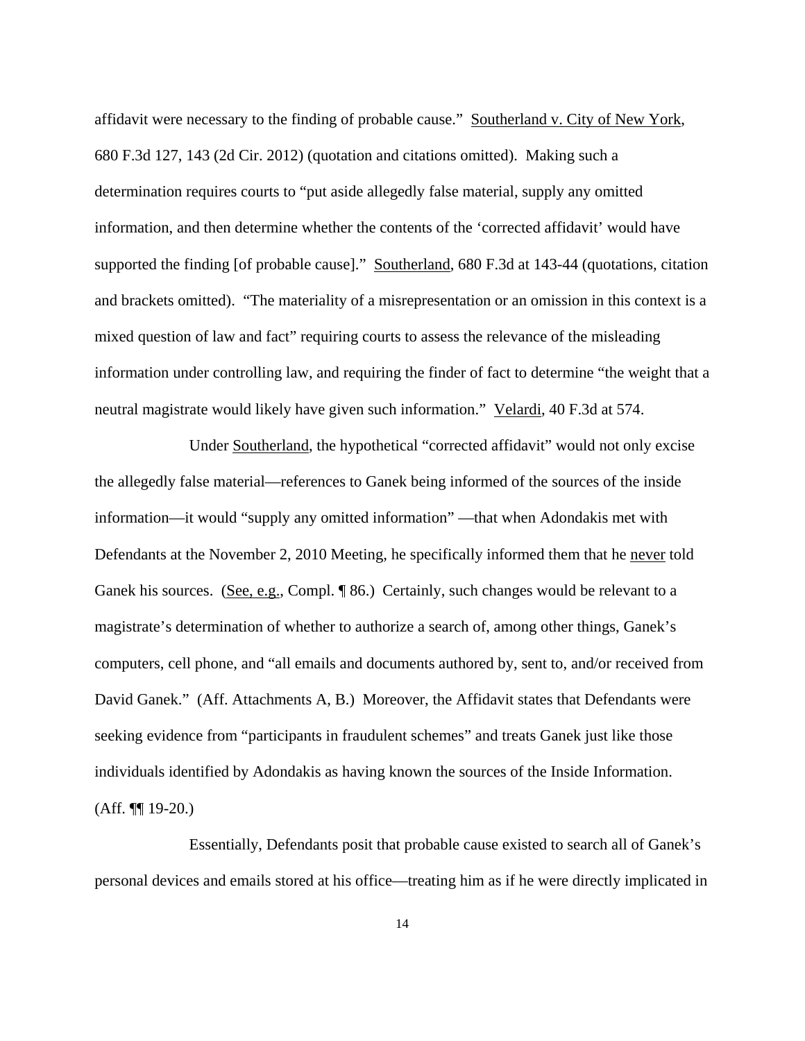affidavit were necessary to the finding of probable cause." Southerland v. City of New York, 680 F.3d 127, 143 (2d Cir. 2012) (quotation and citations omitted). Making such a determination requires courts to "put aside allegedly false material, supply any omitted information, and then determine whether the contents of the 'corrected affidavit' would have supported the finding [of probable cause]." Southerland, 680 F.3d at 143-44 (quotations, citation and brackets omitted). "The materiality of a misrepresentation or an omission in this context is a mixed question of law and fact" requiring courts to assess the relevance of the misleading information under controlling law, and requiring the finder of fact to determine "the weight that a neutral magistrate would likely have given such information." Velardi, 40 F.3d at 574.

Under Southerland, the hypothetical "corrected affidavit" would not only excise the allegedly false material—references to Ganek being informed of the sources of the inside information—it would "supply any omitted information" —that when Adondakis met with Defendants at the November 2, 2010 Meeting, he specifically informed them that he never told Ganek his sources. (See, e.g., Compl. ¶ 86.) Certainly, such changes would be relevant to a magistrate's determination of whether to authorize a search of, among other things, Ganek's computers, cell phone, and "all emails and documents authored by, sent to, and/or received from David Ganek." (Aff. Attachments A, B.) Moreover, the Affidavit states that Defendants were seeking evidence from "participants in fraudulent schemes" and treats Ganek just like those individuals identified by Adondakis as having known the sources of the Inside Information. (Aff. ¶¶ 19-20.)

Essentially, Defendants posit that probable cause existed to search all of Ganek's personal devices and emails stored at his office—treating him as if he were directly implicated in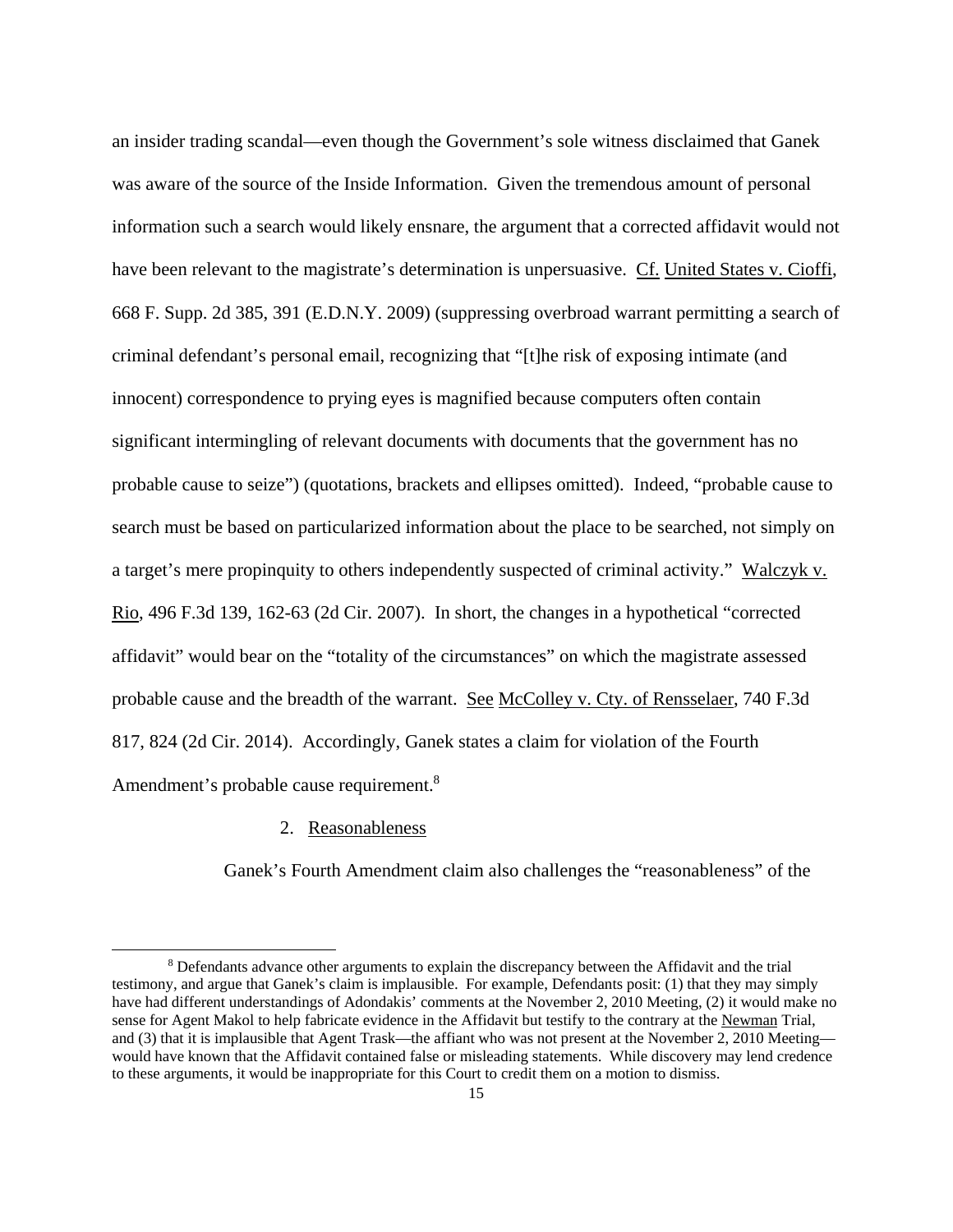an insider trading scandal—even though the Government's sole witness disclaimed that Ganek was aware of the source of the Inside Information. Given the tremendous amount of personal information such a search would likely ensnare, the argument that a corrected affidavit would not have been relevant to the magistrate's determination is unpersuasive. Cf. United States v. Cioffi, 668 F. Supp. 2d 385, 391 (E.D.N.Y. 2009) (suppressing overbroad warrant permitting a search of criminal defendant's personal email, recognizing that "[t]he risk of exposing intimate (and innocent) correspondence to prying eyes is magnified because computers often contain significant intermingling of relevant documents with documents that the government has no probable cause to seize") (quotations, brackets and ellipses omitted). Indeed, "probable cause to search must be based on particularized information about the place to be searched, not simply on a target's mere propinquity to others independently suspected of criminal activity." Walczyk v. Rio, 496 F.3d 139, 162-63 (2d Cir. 2007). In short, the changes in a hypothetical "corrected affidavit" would bear on the "totality of the circumstances" on which the magistrate assessed probable cause and the breadth of the warrant. See McColley v. Cty. of Rensselaer, 740 F.3d 817, 824 (2d Cir. 2014). Accordingly, Ganek states a claim for violation of the Fourth Amendment's probable cause requirement.[8]

2. Reasonableness

Ganek's Fourth Amendment claim also challenges the "reasonableness" of the

---

[8] Defendants advance other arguments to explain the discrepancy between the Affidavit and the trial testimony, and argue that Ganek's claim is implausible. For example, Defendants posit: (1) that they may simply have had different understandings of Adondakis' comments at the November 2, 2010 Meeting, (2) it would make no sense for Agent Makol to help fabricate evidence in the Affidavit but testify to the contrary at the Newman Trial, and (3) that it is implausible that Agent Trask—the affiant who was not present at the November 2, 2010 Meeting—would have known that the Affidavit contained false or misleading statements. While discovery may lend credence to these arguments, it would be inappropriate for this Court to credit them on a motion to dismiss.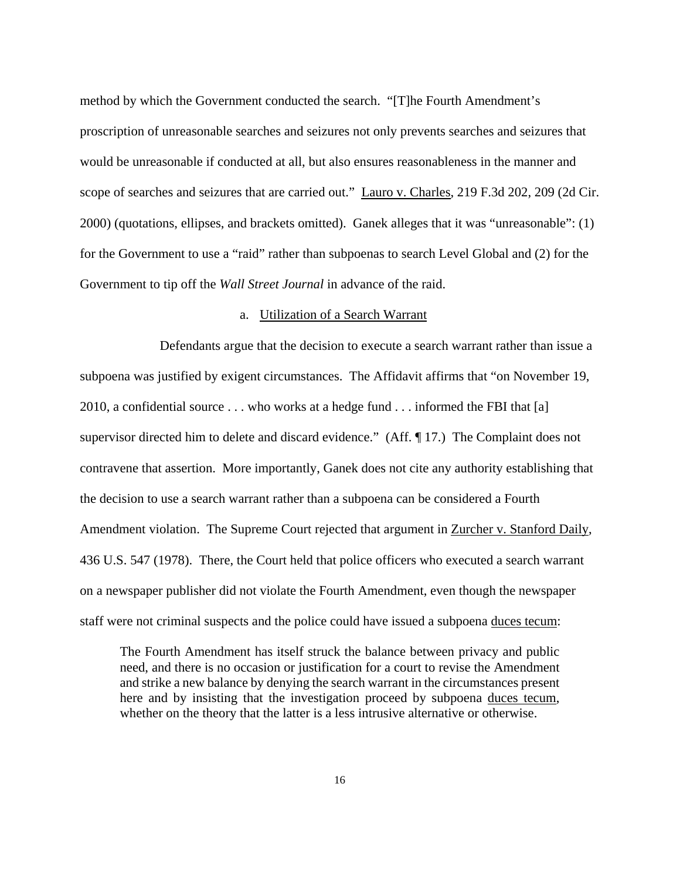method by which the Government conducted the search. "[T]he Fourth Amendment's proscription of unreasonable searches and seizures not only prevents searches and seizures that would be unreasonable if conducted at all, but also ensures reasonableness in the manner and scope of searches and seizures that are carried out." Lauro v. Charles, 219 F.3d 202, 209 (2d Cir. 2000) (quotations, ellipses, and brackets omitted). Ganek alleges that it was "unreasonable": (1) for the Government to use a "raid" rather than subpoenas to search Level Global and (2) for the Government to tip off the *Wall Street Journal* in advance of the raid.

a. Utilization of a Search Warrant

Defendants argue that the decision to execute a search warrant rather than issue a subpoena was justified by exigent circumstances. The Affidavit affirms that "on November 19, 2010, a confidential source . . . who works at a hedge fund . . . informed the FBI that [a] supervisor directed him to delete and discard evidence." (Aff. ¶ 17.) The Complaint does not contravene that assertion. More importantly, Ganek does not cite any authority establishing that the decision to use a search warrant rather than a subpoena can be considered a Fourth Amendment violation. The Supreme Court rejected that argument in Zurcher v. Stanford Daily, 436 U.S. 547 (1978). There, the Court held that police officers who executed a search warrant on a newspaper publisher did not violate the Fourth Amendment, even though the newspaper staff were not criminal suspects and the police could have issued a subpoena duces tecum:

> The Fourth Amendment has itself struck the balance between privacy and public need, and there is no occasion or justification for a court to revise the Amendment and strike a new balance by denying the search warrant in the circumstances present here and by insisting that the investigation proceed by subpoena duces tecum, whether on the theory that the latter is a less intrusive alternative or otherwise.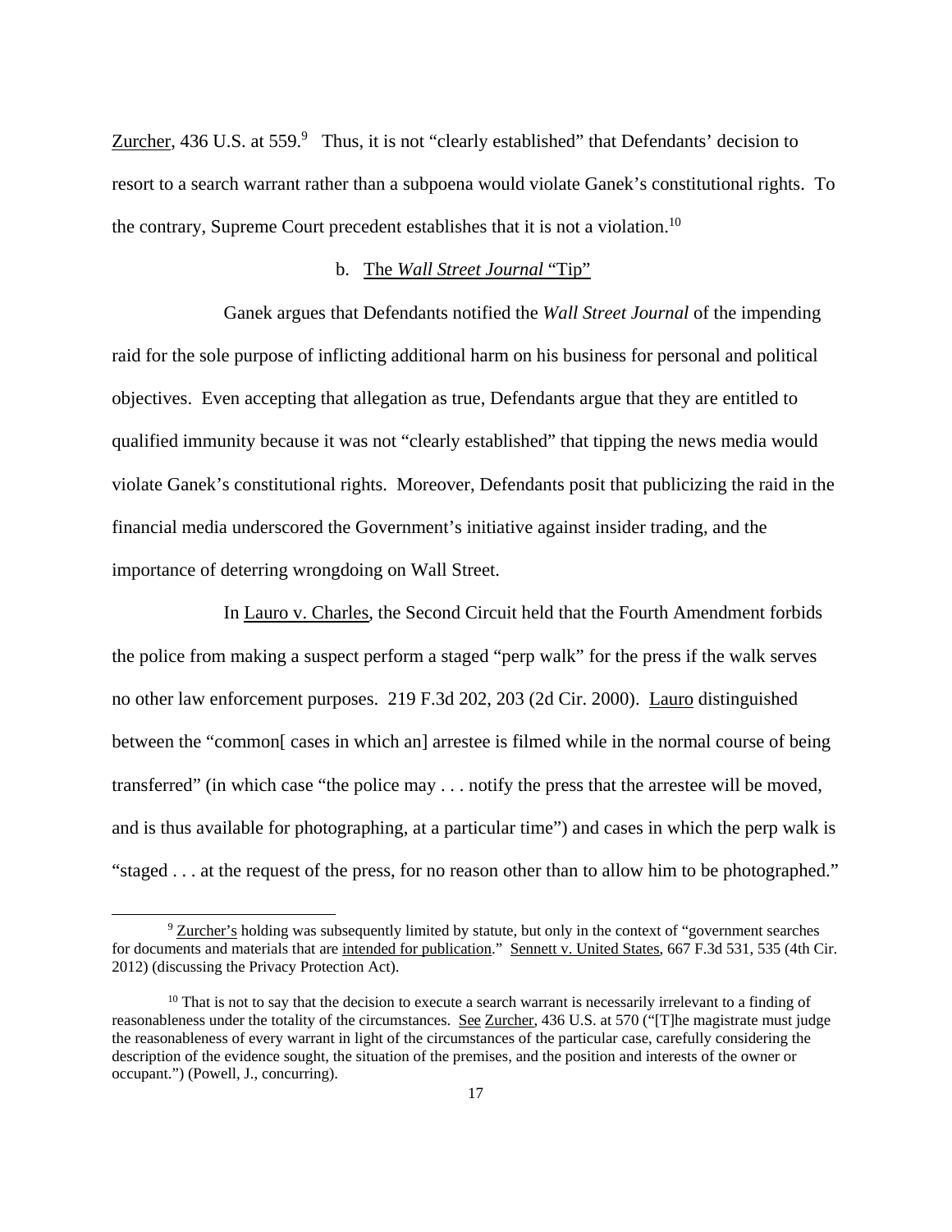Zurcher, 436 U.S. at 559.[9] Thus, it is not "clearly established" that Defendants' decision to resort to a search warrant rather than a subpoena would violate Ganek's constitutional rights. To the contrary, Supreme Court precedent establishes that it is not a violation.[10]

b. The *Wall Street Journal* "Tip"

Ganek argues that Defendants notified the *Wall Street Journal* of the impending raid for the sole purpose of inflicting additional harm on his business for personal and political objectives. Even accepting that allegation as true, Defendants argue that they are entitled to qualified immunity because it was not "clearly established" that tipping the news media would violate Ganek's constitutional rights. Moreover, Defendants posit that publicizing the raid in the financial media underscored the Government's initiative against insider trading, and the importance of deterring wrongdoing on Wall Street.

In Lauro v. Charles, the Second Circuit held that the Fourth Amendment forbids the police from making a suspect perform a staged "perp walk" for the press if the walk serves no other law enforcement purposes. 219 F.3d 202, 203 (2d Cir. 2000). Lauro distinguished between the "common[ cases in which an] arrestee is filmed while in the normal course of being transferred" (in which case "the police may . . . notify the press that the arrestee will be moved, and is thus available for photographing, at a particular time") and cases in which the perp walk is "staged . . . at the request of the press, for no reason other than to allow him to be photographed."

[9] Zurcher's holding was subsequently limited by statute, but only in the context of "government searches for documents and materials that are intended for publication." Sennett v. United States, 667 F.3d 531, 535 (4th Cir. 2012) (discussing the Privacy Protection Act).

[10] That is not to say that the decision to execute a search warrant is necessarily irrelevant to a finding of reasonableness under the totality of the circumstances. See Zurcher, 436 U.S. at 570 ("[T]he magistrate must judge the reasonableness of every warrant in light of the circumstances of the particular case, carefully considering the description of the evidence sought, the situation of the premises, and the position and interests of the owner or occupant.") (Powell, J., concurring).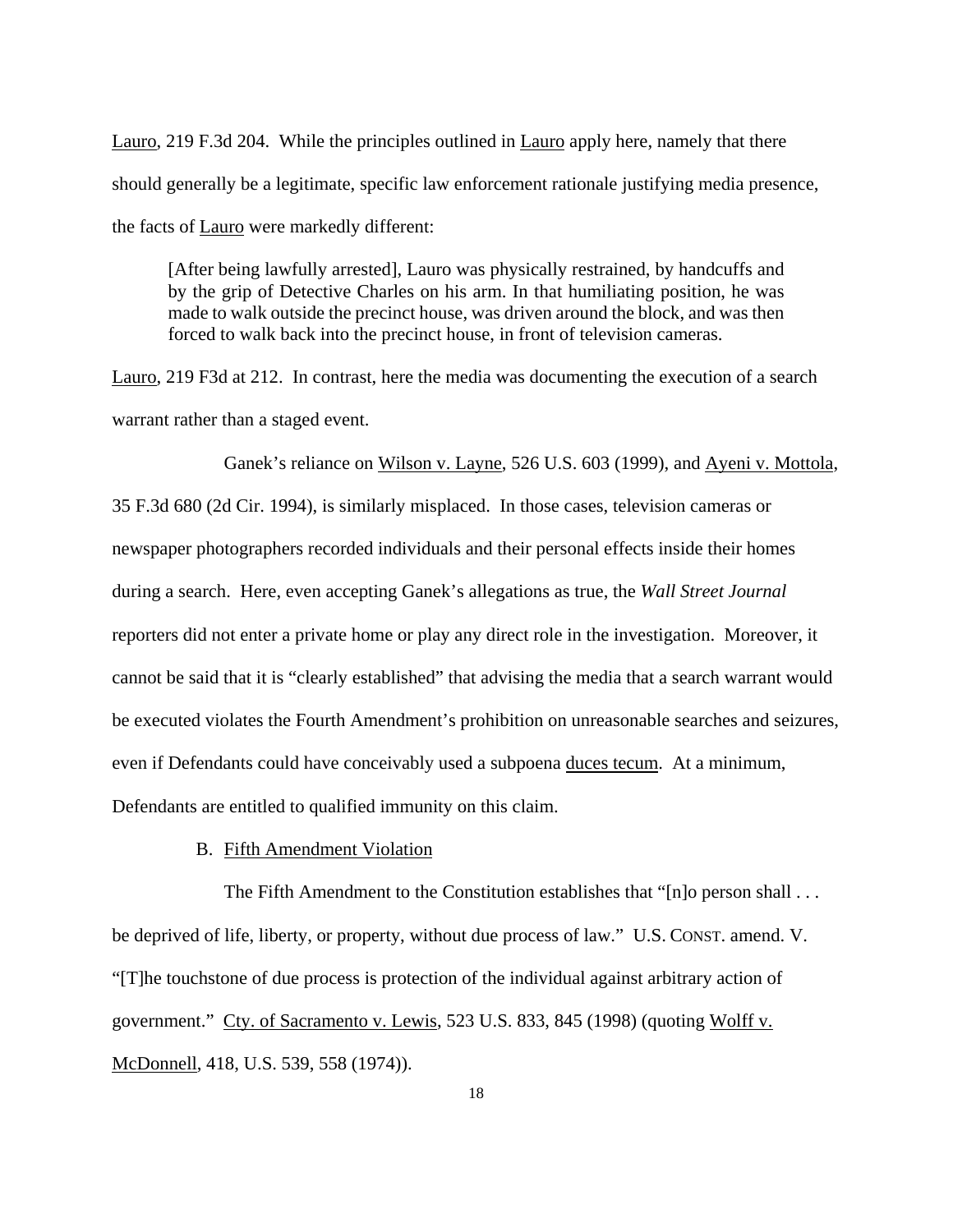Lauro, 219 F.3d 204. While the principles outlined in Lauro apply here, namely that there should generally be a legitimate, specific law enforcement rationale justifying media presence, the facts of Lauro were markedly different:

> [After being lawfully arrested], Lauro was physically restrained, by handcuffs and by the grip of Detective Charles on his arm. In that humiliating position, he was made to walk outside the precinct house, was driven around the block, and was then forced to walk back into the precinct house, in front of television cameras.

Lauro, 219 F3d at 212. In contrast, here the media was documenting the execution of a search warrant rather than a staged event.

Ganek's reliance on Wilson v. Layne, 526 U.S. 603 (1999), and Ayeni v. Mottola, 35 F.3d 680 (2d Cir. 1994), is similarly misplaced. In those cases, television cameras or newspaper photographers recorded individuals and their personal effects inside their homes during a search. Here, even accepting Ganek's allegations as true, the *Wall Street Journal* reporters did not enter a private home or play any direct role in the investigation. Moreover, it cannot be said that it is "clearly established" that advising the media that a search warrant would be executed violates the Fourth Amendment's prohibition on unreasonable searches and seizures, even if Defendants could have conceivably used a subpoena duces tecum. At a minimum, Defendants are entitled to qualified immunity on this claim.

### B. Fifth Amendment Violation

The Fifth Amendment to the Constitution establishes that "[n]o person shall . . . be deprived of life, liberty, or property, without due process of law." U.S. CONST. amend. V. "[T]he touchstone of due process is protection of the individual against arbitrary action of government." Cty. of Sacramento v. Lewis, 523 U.S. 833, 845 (1998) (quoting Wolff v. McDonnell, 418, U.S. 539, 558 (1974)).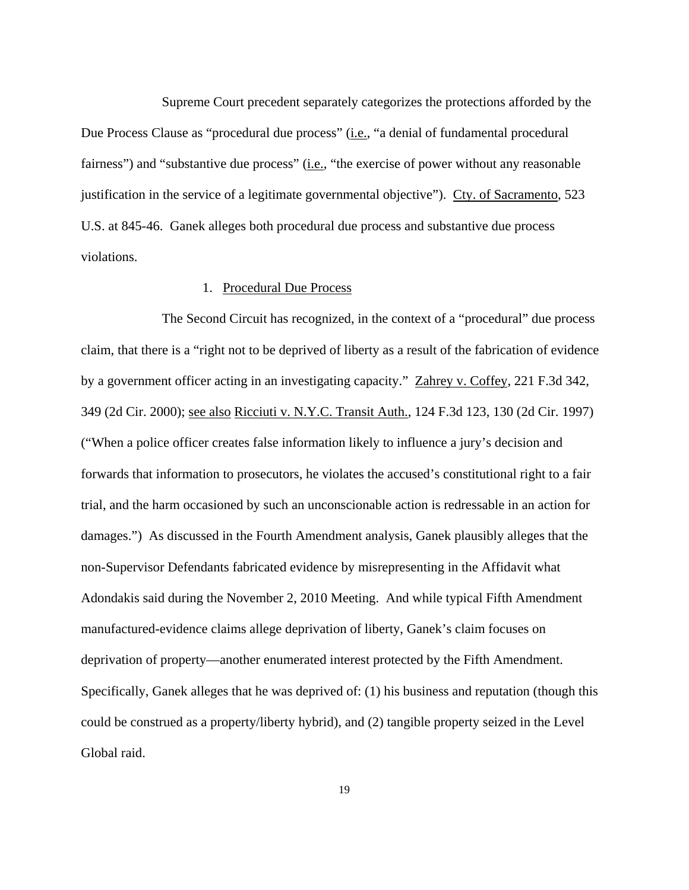Supreme Court precedent separately categorizes the protections afforded by the Due Process Clause as "procedural due process" (i.e., "a denial of fundamental procedural fairness") and "substantive due process" (i.e., "the exercise of power without any reasonable justification in the service of a legitimate governmental objective"). Cty. of Sacramento, 523 U.S. at 845-46. Ganek alleges both procedural due process and substantive due process violations.

1. Procedural Due Process

The Second Circuit has recognized, in the context of a "procedural" due process claim, that there is a "right not to be deprived of liberty as a result of the fabrication of evidence by a government officer acting in an investigating capacity." Zahrey v. Coffey, 221 F.3d 342, 349 (2d Cir. 2000); see also Ricciuti v. N.Y.C. Transit Auth., 124 F.3d 123, 130 (2d Cir. 1997) ("When a police officer creates false information likely to influence a jury's decision and forwards that information to prosecutors, he violates the accused's constitutional right to a fair trial, and the harm occasioned by such an unconscionable action is redressable in an action for damages.") As discussed in the Fourth Amendment analysis, Ganek plausibly alleges that the non-Supervisor Defendants fabricated evidence by misrepresenting in the Affidavit what Adondakis said during the November 2, 2010 Meeting. And while typical Fifth Amendment manufactured-evidence claims allege deprivation of liberty, Ganek's claim focuses on deprivation of property—another enumerated interest protected by the Fifth Amendment. Specifically, Ganek alleges that he was deprived of: (1) his business and reputation (though this could be construed as a property/liberty hybrid), and (2) tangible property seized in the Level Global raid.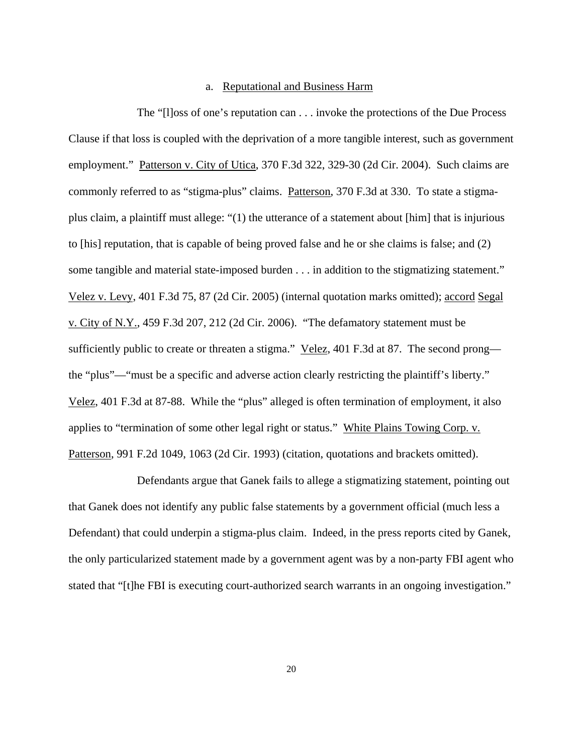a. Reputational and Business Harm

The "[l]oss of one's reputation can . . . invoke the protections of the Due Process Clause if that loss is coupled with the deprivation of a more tangible interest, such as government employment." Patterson v. City of Utica, 370 F.3d 322, 329-30 (2d Cir. 2004). Such claims are commonly referred to as "stigma-plus" claims. Patterson, 370 F.3d at 330. To state a stigma-plus claim, a plaintiff must allege: "(1) the utterance of a statement about [him] that is injurious to [his] reputation, that is capable of being proved false and he or she claims is false; and (2) some tangible and material state-imposed burden . . . in addition to the stigmatizing statement." Velez v. Levy, 401 F.3d 75, 87 (2d Cir. 2005) (internal quotation marks omitted); accord Segal v. City of N.Y., 459 F.3d 207, 212 (2d Cir. 2006). "The defamatory statement must be sufficiently public to create or threaten a stigma." Velez, 401 F.3d at 87. The second prong—the "plus"—"must be a specific and adverse action clearly restricting the plaintiff's liberty." Velez, 401 F.3d at 87-88. While the "plus" alleged is often termination of employment, it also applies to "termination of some other legal right or status." White Plains Towing Corp. v. Patterson, 991 F.2d 1049, 1063 (2d Cir. 1993) (citation, quotations and brackets omitted).

Defendants argue that Ganek fails to allege a stigmatizing statement, pointing out that Ganek does not identify any public false statements by a government official (much less a Defendant) that could underpin a stigma-plus claim. Indeed, in the press reports cited by Ganek, the only particularized statement made by a government agent was by a non-party FBI agent who stated that "[t]he FBI is executing court-authorized search warrants in an ongoing investigation."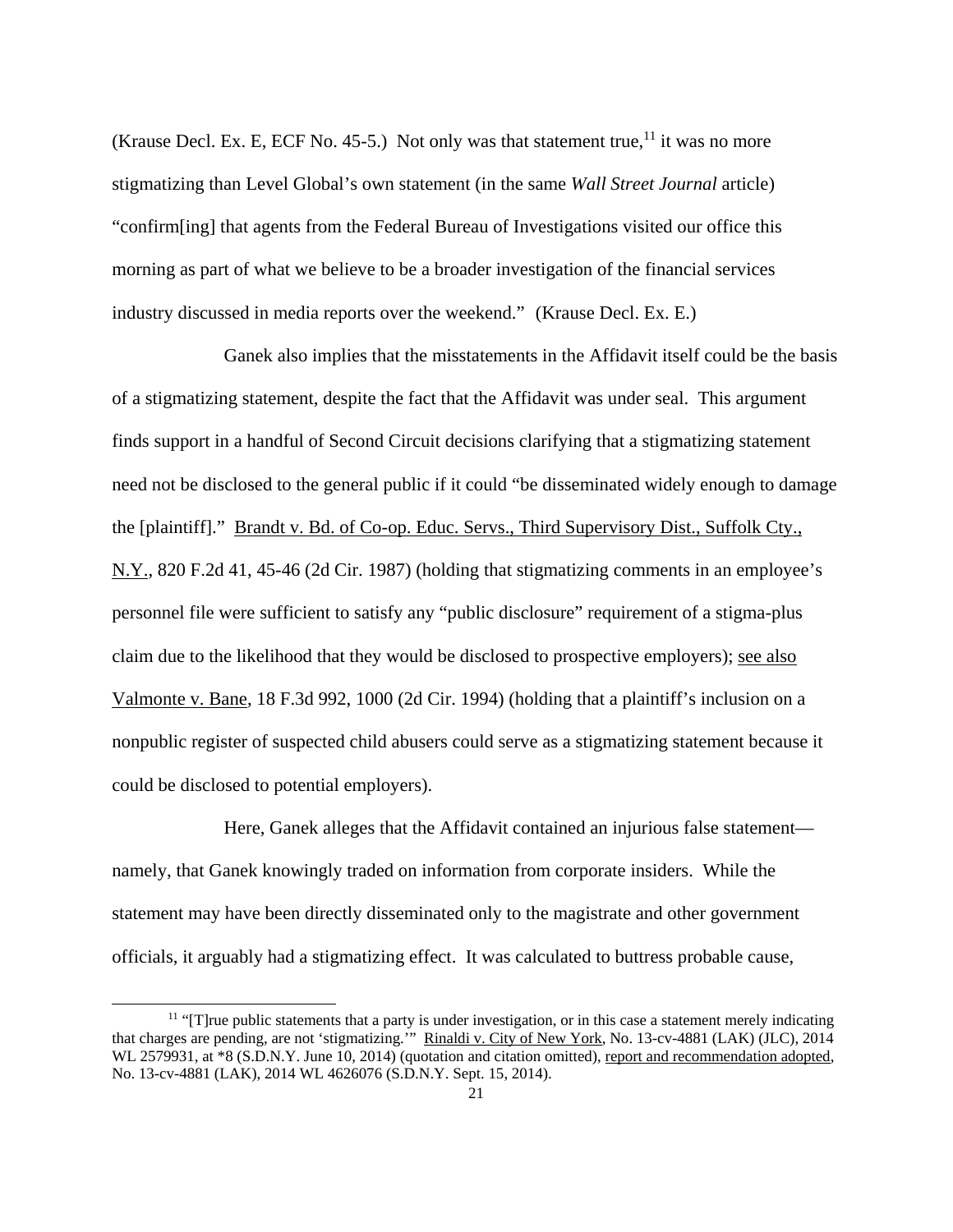(Krause Decl. Ex. E, ECF No. 45-5.) Not only was that statement true,[11] it was no more stigmatizing than Level Global's own statement (in the same *Wall Street Journal* article) "confirm[ing] that agents from the Federal Bureau of Investigations visited our office this morning as part of what we believe to be a broader investigation of the financial services industry discussed in media reports over the weekend." (Krause Decl. Ex. E.)

Ganek also implies that the misstatements in the Affidavit itself could be the basis of a stigmatizing statement, despite the fact that the Affidavit was under seal. This argument finds support in a handful of Second Circuit decisions clarifying that a stigmatizing statement need not be disclosed to the general public if it could "be disseminated widely enough to damage the [plaintiff]." Brandt v. Bd. of Co-op. Educ. Servs., Third Supervisory Dist., Suffolk Cty., N.Y., 820 F.2d 41, 45-46 (2d Cir. 1987) (holding that stigmatizing comments in an employee's personnel file were sufficient to satisfy any "public disclosure" requirement of a stigma-plus claim due to the likelihood that they would be disclosed to prospective employers); see also Valmonte v. Bane, 18 F.3d 992, 1000 (2d Cir. 1994) (holding that a plaintiff's inclusion on a nonpublic register of suspected child abusers could serve as a stigmatizing statement because it could be disclosed to potential employers).

Here, Ganek alleges that the Affidavit contained an injurious false statement—namely, that Ganek knowingly traded on information from corporate insiders. While the statement may have been directly disseminated only to the magistrate and other government officials, it arguably had a stigmatizing effect. It was calculated to buttress probable cause,

[11] "[T]rue public statements that a party is under investigation, or in this case a statement merely indicating that charges are pending, are not 'stigmatizing.'" Rinaldi v. City of New York, No. 13-cv-4881 (LAK) (JLC), 2014 WL 2579931, at *8 (S.D.N.Y. June 10, 2014) (quotation and citation omitted), report and recommendation adopted, No. 13-cv-4881 (LAK), 2014 WL 4626076 (S.D.N.Y. Sept. 15, 2014).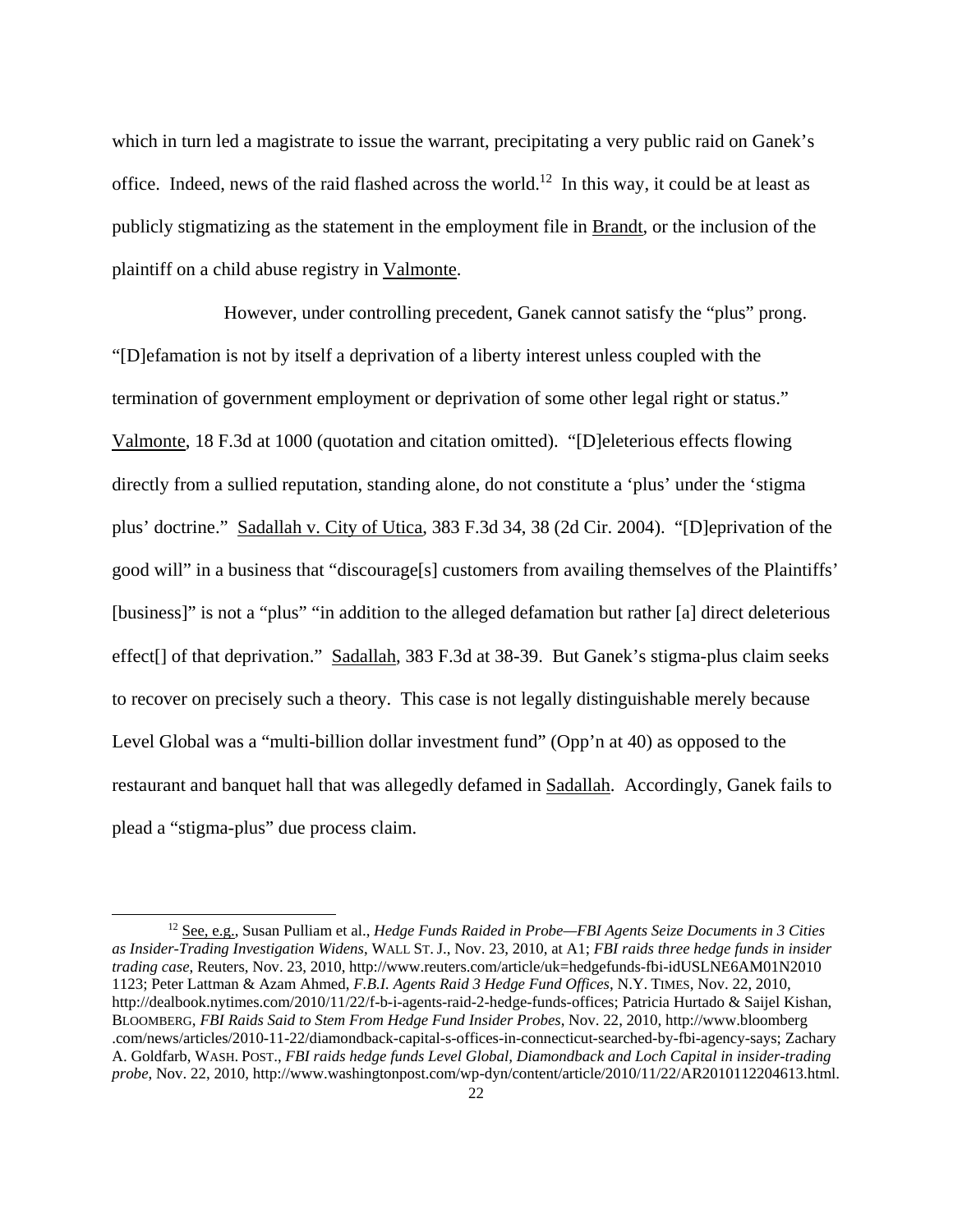which in turn led a magistrate to issue the warrant, precipitating a very public raid on Ganek's office. Indeed, news of the raid flashed across the world.[12] In this way, it could be at least as publicly stigmatizing as the statement in the employment file in Brandt, or the inclusion of the plaintiff on a child abuse registry in Valmonte.

However, under controlling precedent, Ganek cannot satisfy the "plus" prong. "[D]efamation is not by itself a deprivation of a liberty interest unless coupled with the termination of government employment or deprivation of some other legal right or status." Valmonte, 18 F.3d at 1000 (quotation and citation omitted). "[D]eleterious effects flowing directly from a sullied reputation, standing alone, do not constitute a 'plus' under the 'stigma plus' doctrine." Sadallah v. City of Utica, 383 F.3d 34, 38 (2d Cir. 2004). "[D]eprivation of the good will" in a business that "discourage[s] customers from availing themselves of the Plaintiffs' [business]" is not a "plus" "in addition to the alleged defamation but rather [a] direct deleterious effect[] of that deprivation." Sadallah, 383 F.3d at 38-39. But Ganek's stigma-plus claim seeks to recover on precisely such a theory. This case is not legally distinguishable merely because Level Global was a "multi-billion dollar investment fund" (Opp'n at 40) as opposed to the restaurant and banquet hall that was allegedly defamed in Sadallah. Accordingly, Ganek fails to plead a "stigma-plus" due process claim.

---

[12] See, e.g., Susan Pulliam et al., *Hedge Funds Raided in Probe—FBI Agents Seize Documents in 3 Cities as Insider-Trading Investigation Widens*, WALL ST. J., Nov. 23, 2010, at A1; *FBI raids three hedge funds in insider trading case*, Reuters, Nov. 23, 2010, http://www.reuters.com/article/uk=hedgefunds-fbi-idUSLNE6AM01N2010 1123; Peter Lattman & Azam Ahmed, *F.B.I. Agents Raid 3 Hedge Fund Offices*, N.Y. TIMES, Nov. 22, 2010, http://dealbook.nytimes.com/2010/11/22/f-b-i-agents-raid-2-hedge-funds-offices; Patricia Hurtado & Saijel Kishan, BLOOMBERG, *FBI Raids Said to Stem From Hedge Fund Insider Probes*, Nov. 22, 2010, http://www.bloomberg .com/news/articles/2010-11-22/diamondback-capital-s-offices-in-connecticut-searched-by-fbi-agency-says; Zachary A. Goldfarb, WASH. POST., *FBI raids hedge funds Level Global, Diamondback and Loch Capital in insider-trading probe*, Nov. 22, 2010, http://www.washingtonpost.com/wp-dyn/content/article/2010/11/22/AR2010112204613.html.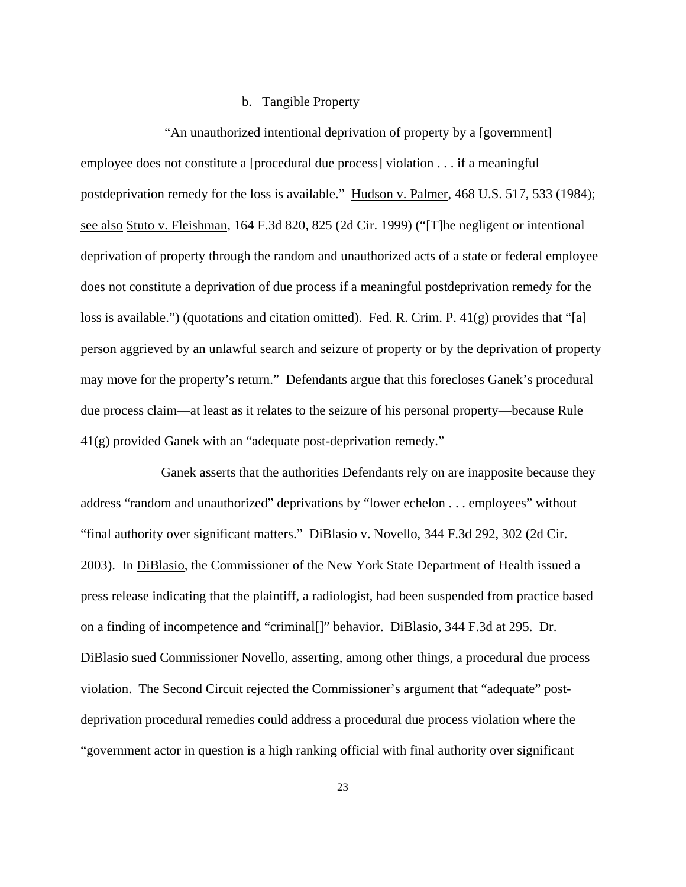### b. Tangible Property

"An unauthorized intentional deprivation of property by a [government] employee does not constitute a [procedural due process] violation . . . if a meaningful postdeprivation remedy for the loss is available." Hudson v. Palmer, 468 U.S. 517, 533 (1984); see also Stuto v. Fleishman, 164 F.3d 820, 825 (2d Cir. 1999) ("[T]he negligent or intentional deprivation of property through the random and unauthorized acts of a state or federal employee does not constitute a deprivation of due process if a meaningful postdeprivation remedy for the loss is available.") (quotations and citation omitted). Fed. R. Crim. P. 41(g) provides that "[a] person aggrieved by an unlawful search and seizure of property or by the deprivation of property may move for the property's return." Defendants argue that this forecloses Ganek's procedural due process claim—at least as it relates to the seizure of his personal property—because Rule 41(g) provided Ganek with an "adequate post-deprivation remedy."

Ganek asserts that the authorities Defendants rely on are inapposite because they address "random and unauthorized" deprivations by "lower echelon . . . employees" without "final authority over significant matters." DiBlasio v. Novello, 344 F.3d 292, 302 (2d Cir. 2003). In DiBlasio, the Commissioner of the New York State Department of Health issued a press release indicating that the plaintiff, a radiologist, had been suspended from practice based on a finding of incompetence and "criminal[]" behavior. DiBlasio, 344 F.3d at 295. Dr. DiBlasio sued Commissioner Novello, asserting, among other things, a procedural due process violation. The Second Circuit rejected the Commissioner's argument that "adequate" post-deprivation procedural remedies could address a procedural due process violation where the "government actor in question is a high ranking official with final authority over significant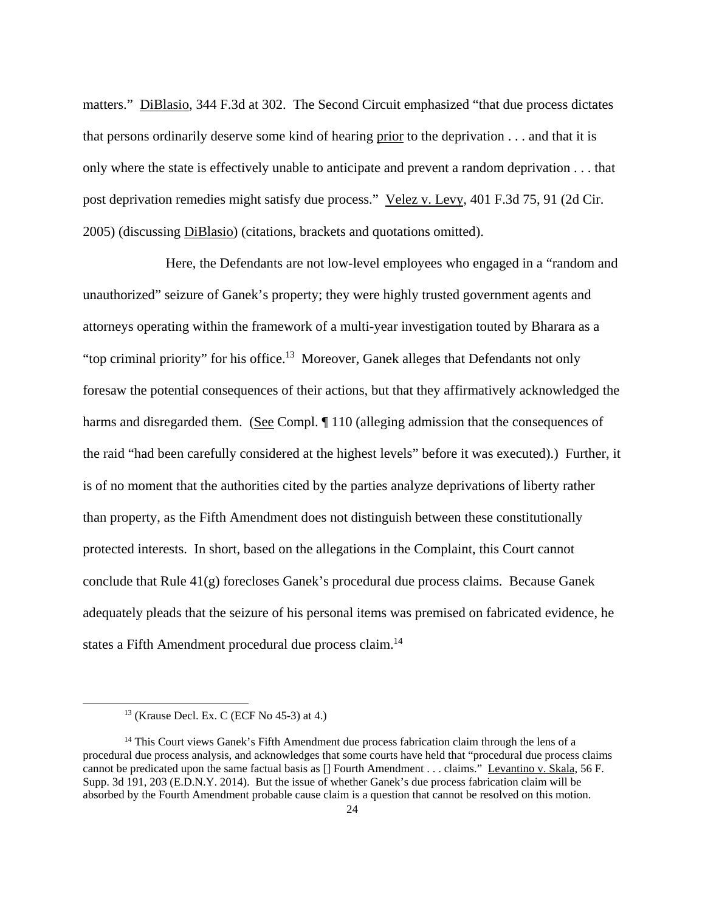matters." DiBlasio, 344 F.3d at 302. The Second Circuit emphasized "that due process dictates that persons ordinarily deserve some kind of hearing prior to the deprivation . . . and that it is only where the state is effectively unable to anticipate and prevent a random deprivation . . . that post deprivation remedies might satisfy due process." Velez v. Levy, 401 F.3d 75, 91 (2d Cir. 2005) (discussing DiBlasio) (citations, brackets and quotations omitted).

Here, the Defendants are not low-level employees who engaged in a "random and unauthorized" seizure of Ganek's property; they were highly trusted government agents and attorneys operating within the framework of a multi-year investigation touted by Bharara as a "top criminal priority" for his office.[13] Moreover, Ganek alleges that Defendants not only foresaw the potential consequences of their actions, but that they affirmatively acknowledged the harms and disregarded them. (See Compl. ¶ 110 (alleging admission that the consequences of the raid "had been carefully considered at the highest levels" before it was executed).) Further, it is of no moment that the authorities cited by the parties analyze deprivations of liberty rather than property, as the Fifth Amendment does not distinguish between these constitutionally protected interests. In short, based on the allegations in the Complaint, this Court cannot conclude that Rule 41(g) forecloses Ganek's procedural due process claims. Because Ganek adequately pleads that the seizure of his personal items was premised on fabricated evidence, he states a Fifth Amendment procedural due process claim.[14]

---

[13] (Krause Decl. Ex. C (ECF No 45-3) at 4.)

[14] This Court views Ganek's Fifth Amendment due process fabrication claim through the lens of a procedural due process analysis, and acknowledges that some courts have held that "procedural due process claims cannot be predicated upon the same factual basis as [] Fourth Amendment . . . claims." Levantino v. Skala, 56 F. Supp. 3d 191, 203 (E.D.N.Y. 2014). But the issue of whether Ganek's due process fabrication claim will be absorbed by the Fourth Amendment probable cause claim is a question that cannot be resolved on this motion.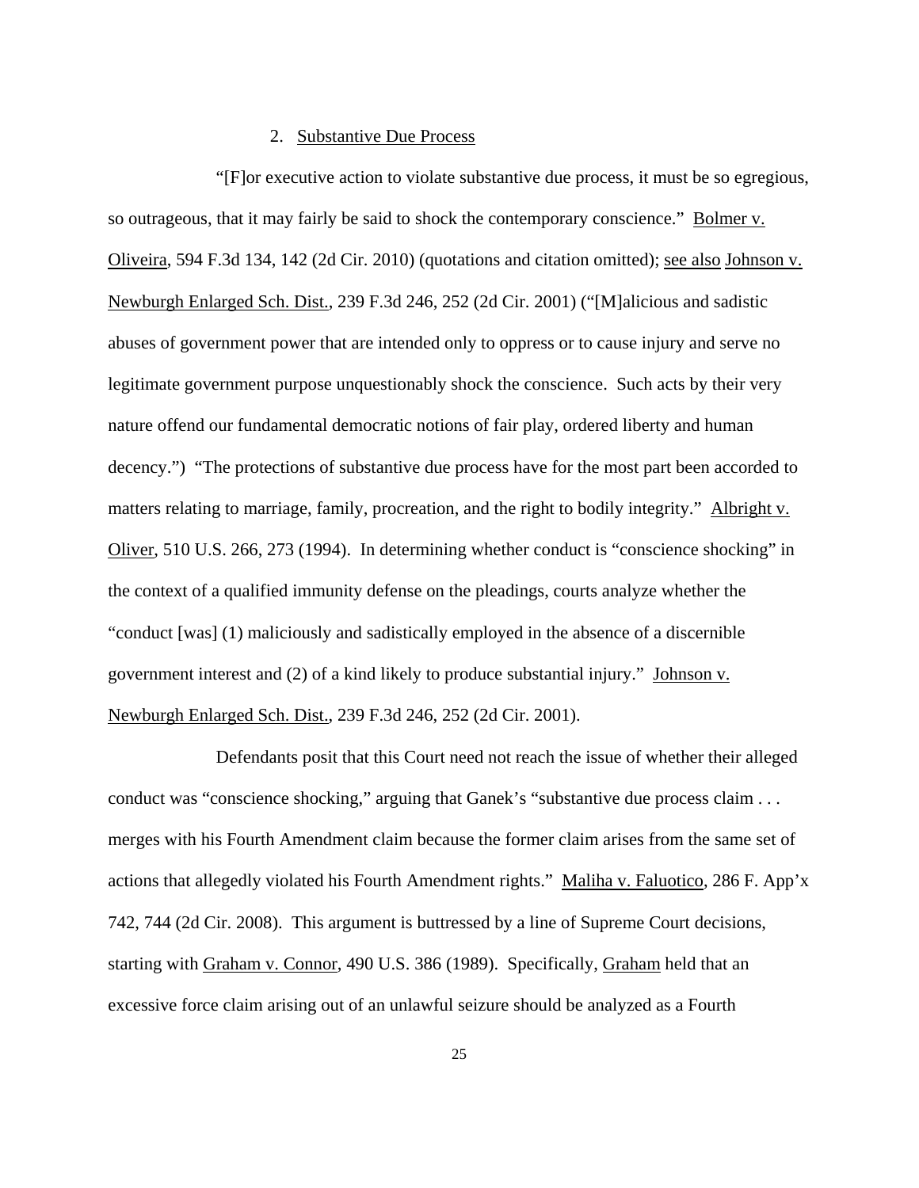2. Substantive Due Process

"[F]or executive action to violate substantive due process, it must be so egregious, so outrageous, that it may fairly be said to shock the contemporary conscience." Bolmer v. Oliveira, 594 F.3d 134, 142 (2d Cir. 2010) (quotations and citation omitted); see also Johnson v. Newburgh Enlarged Sch. Dist., 239 F.3d 246, 252 (2d Cir. 2001) ("[M]alicious and sadistic abuses of government power that are intended only to oppress or to cause injury and serve no legitimate government purpose unquestionably shock the conscience. Such acts by their very nature offend our fundamental democratic notions of fair play, ordered liberty and human decency.") "The protections of substantive due process have for the most part been accorded to matters relating to marriage, family, procreation, and the right to bodily integrity." Albright v. Oliver, 510 U.S. 266, 273 (1994). In determining whether conduct is "conscience shocking" in the context of a qualified immunity defense on the pleadings, courts analyze whether the "conduct [was] (1) maliciously and sadistically employed in the absence of a discernible government interest and (2) of a kind likely to produce substantial injury." Johnson v. Newburgh Enlarged Sch. Dist., 239 F.3d 246, 252 (2d Cir. 2001).

Defendants posit that this Court need not reach the issue of whether their alleged conduct was "conscience shocking," arguing that Ganek's "substantive due process claim . . . merges with his Fourth Amendment claim because the former claim arises from the same set of actions that allegedly violated his Fourth Amendment rights." Maliha v. Faluotico, 286 F. App'x 742, 744 (2d Cir. 2008). This argument is buttressed by a line of Supreme Court decisions, starting with Graham v. Connor, 490 U.S. 386 (1989). Specifically, Graham held that an excessive force claim arising out of an unlawful seizure should be analyzed as a Fourth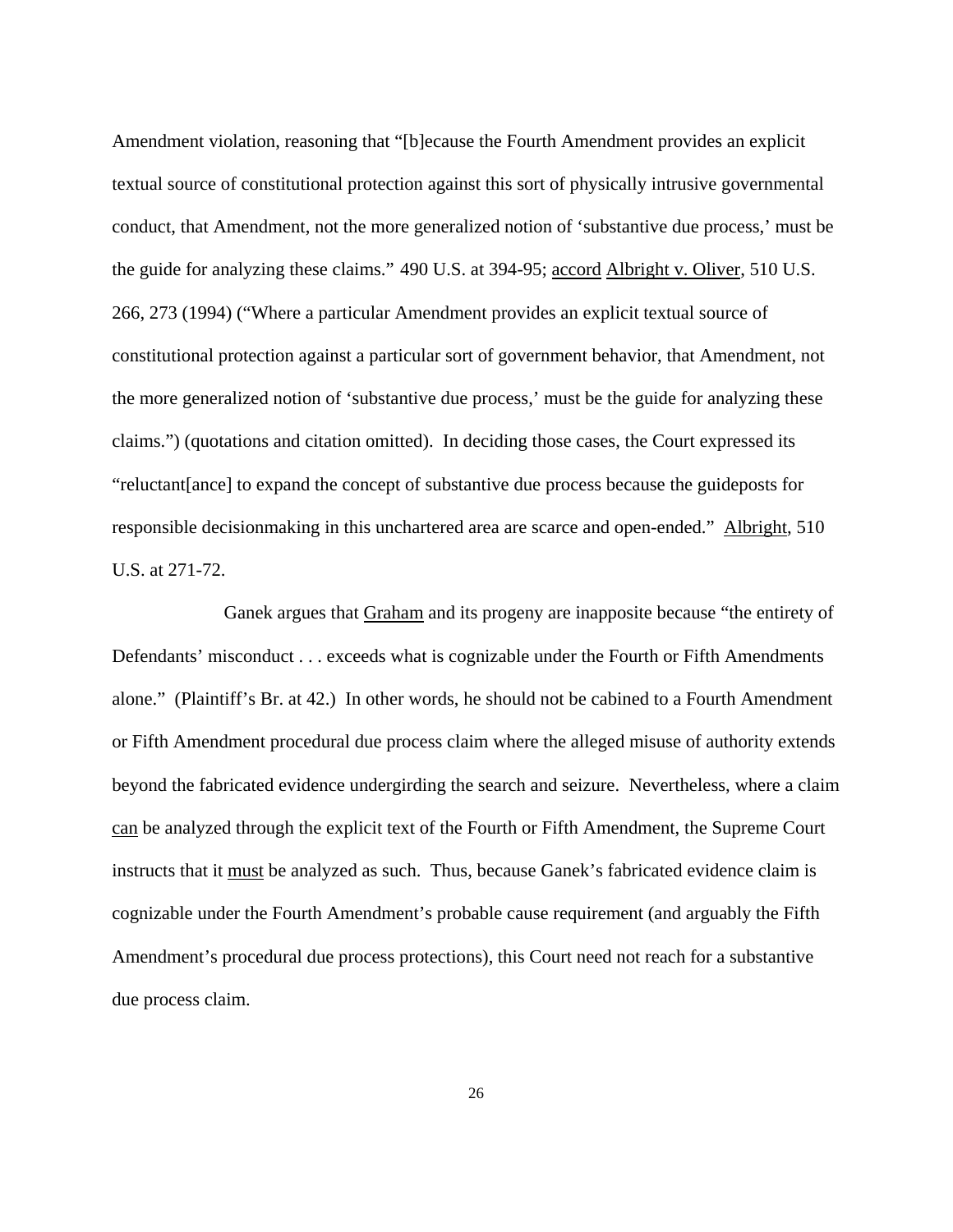Amendment violation, reasoning that "[b]ecause the Fourth Amendment provides an explicit textual source of constitutional protection against this sort of physically intrusive governmental conduct, that Amendment, not the more generalized notion of 'substantive due process,' must be the guide for analyzing these claims." 490 U.S. at 394-95; accord Albright v. Oliver, 510 U.S. 266, 273 (1994) ("Where a particular Amendment provides an explicit textual source of constitutional protection against a particular sort of government behavior, that Amendment, not the more generalized notion of 'substantive due process,' must be the guide for analyzing these claims.") (quotations and citation omitted). In deciding those cases, the Court expressed its "reluctant[ance] to expand the concept of substantive due process because the guideposts for responsible decisionmaking in this unchartered area are scarce and open-ended." Albright, 510 U.S. at 271-72.

Ganek argues that Graham and its progeny are inapposite because "the entirety of Defendants' misconduct . . . exceeds what is cognizable under the Fourth or Fifth Amendments alone." (Plaintiff's Br. at 42.) In other words, he should not be cabined to a Fourth Amendment or Fifth Amendment procedural due process claim where the alleged misuse of authority extends beyond the fabricated evidence undergirding the search and seizure. Nevertheless, where a claim can be analyzed through the explicit text of the Fourth or Fifth Amendment, the Supreme Court instructs that it must be analyzed as such. Thus, because Ganek's fabricated evidence claim is cognizable under the Fourth Amendment's probable cause requirement (and arguably the Fifth Amendment's procedural due process protections), this Court need not reach for a substantive due process claim.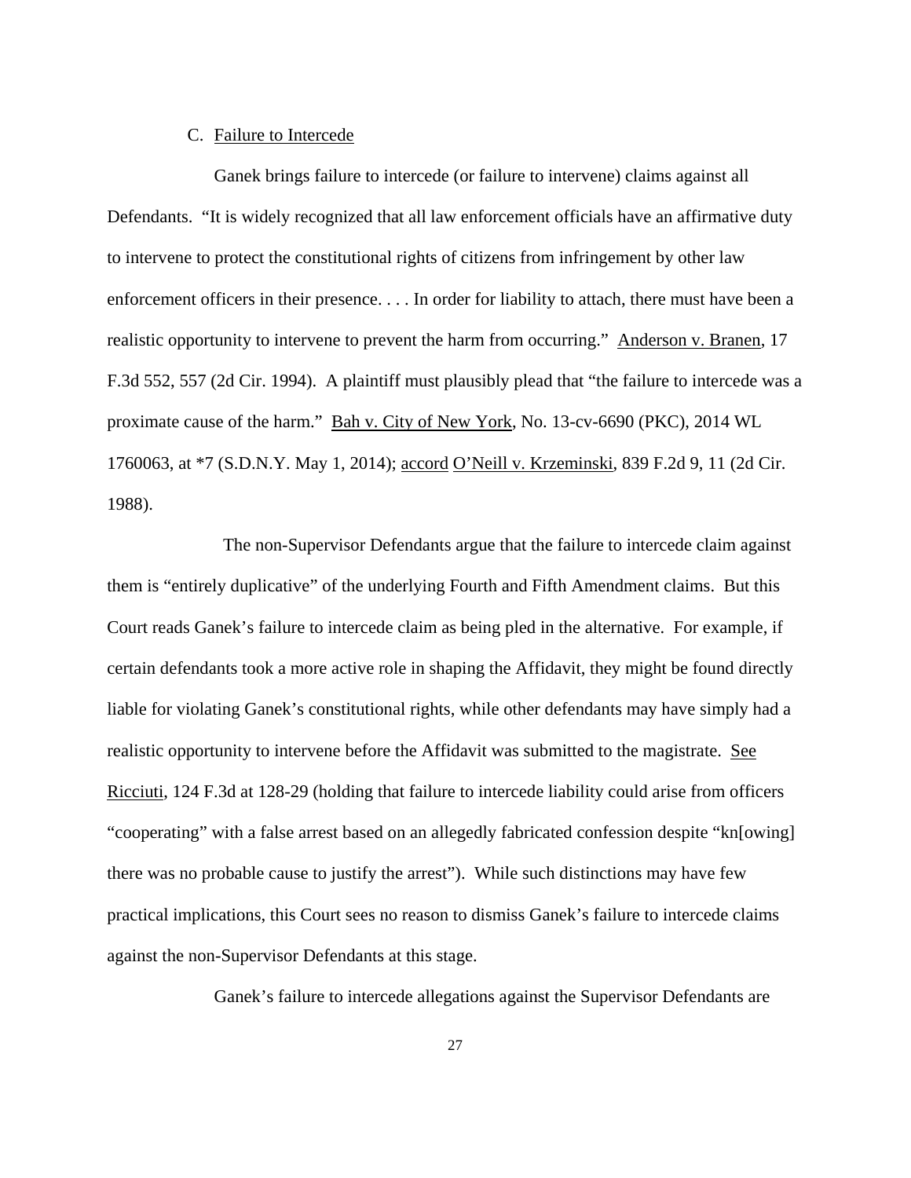### C. Failure to Intercede

Ganek brings failure to intercede (or failure to intervene) claims against all Defendants. "It is widely recognized that all law enforcement officials have an affirmative duty to intervene to protect the constitutional rights of citizens from infringement by other law enforcement officers in their presence. . . . In order for liability to attach, there must have been a realistic opportunity to intervene to prevent the harm from occurring." Anderson v. Branen, 17 F.3d 552, 557 (2d Cir. 1994). A plaintiff must plausibly plead that "the failure to intercede was a proximate cause of the harm." Bah v. City of New York, No. 13-cv-6690 (PKC), 2014 WL 1760063, at *7 (S.D.N.Y. May 1, 2014); accord O'Neill v. Krzeminski, 839 F.2d 9, 11 (2d Cir. 1988).

The non-Supervisor Defendants argue that the failure to intercede claim against them is "entirely duplicative" of the underlying Fourth and Fifth Amendment claims. But this Court reads Ganek's failure to intercede claim as being pled in the alternative. For example, if certain defendants took a more active role in shaping the Affidavit, they might be found directly liable for violating Ganek's constitutional rights, while other defendants may have simply had a realistic opportunity to intervene before the Affidavit was submitted to the magistrate. See Ricciuti, 124 F.3d at 128-29 (holding that failure to intercede liability could arise from officers "cooperating" with a false arrest based on an allegedly fabricated confession despite "kn[owing] there was no probable cause to justify the arrest"). While such distinctions may have few practical implications, this Court sees no reason to dismiss Ganek's failure to intercede claims against the non-Supervisor Defendants at this stage.

Ganek's failure to intercede allegations against the Supervisor Defendants are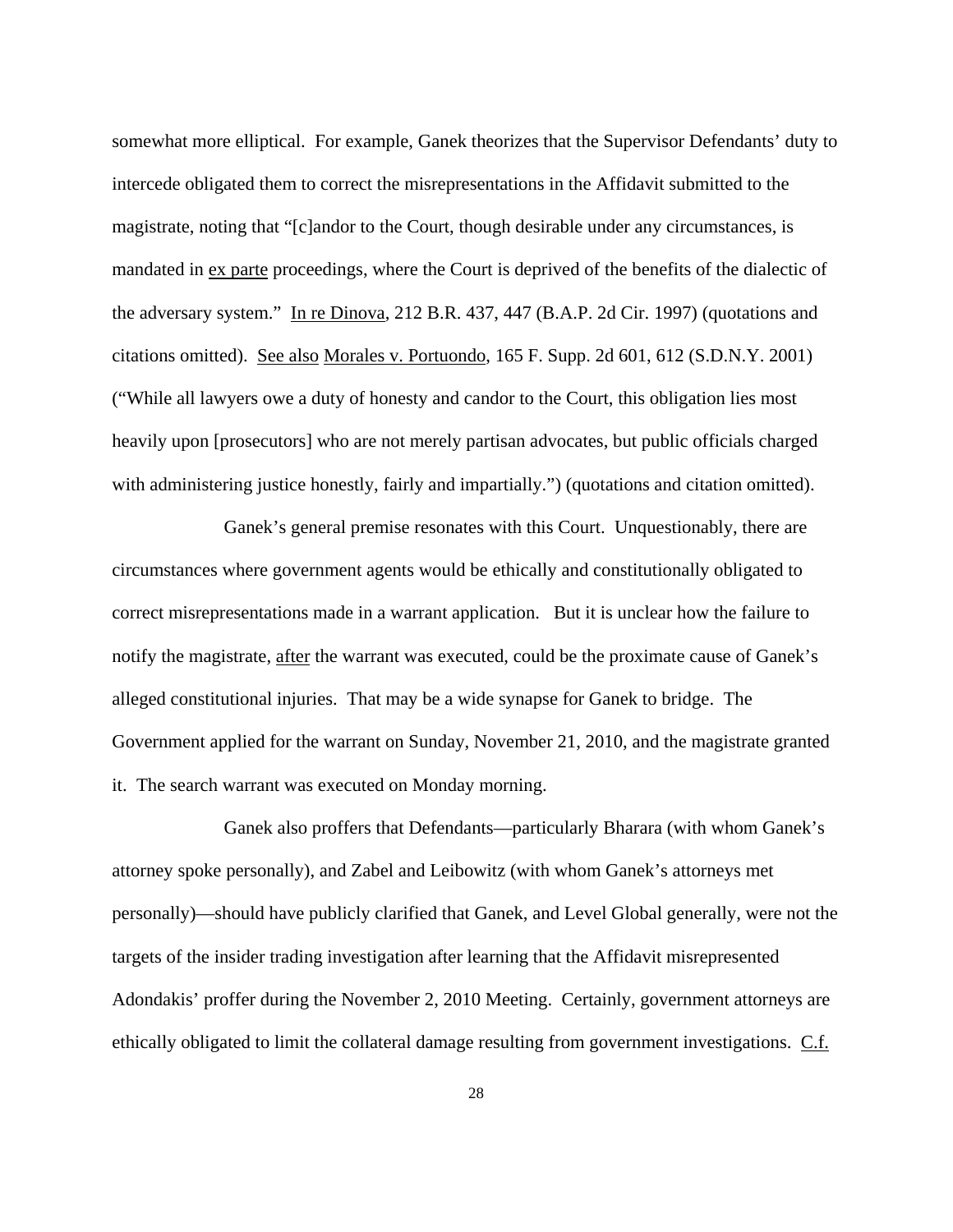somewhat more elliptical. For example, Ganek theorizes that the Supervisor Defendants' duty to intercede obligated them to correct the misrepresentations in the Affidavit submitted to the magistrate, noting that "[c]andor to the Court, though desirable under any circumstances, is mandated in ex parte proceedings, where the Court is deprived of the benefits of the dialectic of the adversary system." In re Dinova, 212 B.R. 437, 447 (B.A.P. 2d Cir. 1997) (quotations and citations omitted). See also Morales v. Portuondo, 165 F. Supp. 2d 601, 612 (S.D.N.Y. 2001) ("While all lawyers owe a duty of honesty and candor to the Court, this obligation lies most heavily upon [prosecutors] who are not merely partisan advocates, but public officials charged with administering justice honestly, fairly and impartially.") (quotations and citation omitted).

Ganek's general premise resonates with this Court. Unquestionably, there are circumstances where government agents would be ethically and constitutionally obligated to correct misrepresentations made in a warrant application. But it is unclear how the failure to notify the magistrate, after the warrant was executed, could be the proximate cause of Ganek's alleged constitutional injuries. That may be a wide synapse for Ganek to bridge. The Government applied for the warrant on Sunday, November 21, 2010, and the magistrate granted it. The search warrant was executed on Monday morning.

Ganek also proffers that Defendants—particularly Bharara (with whom Ganek's attorney spoke personally), and Zabel and Leibowitz (with whom Ganek's attorneys met personally)—should have publicly clarified that Ganek, and Level Global generally, were not the targets of the insider trading investigation after learning that the Affidavit misrepresented Adondakis' proffer during the November 2, 2010 Meeting. Certainly, government attorneys are ethically obligated to limit the collateral damage resulting from government investigations. C.f.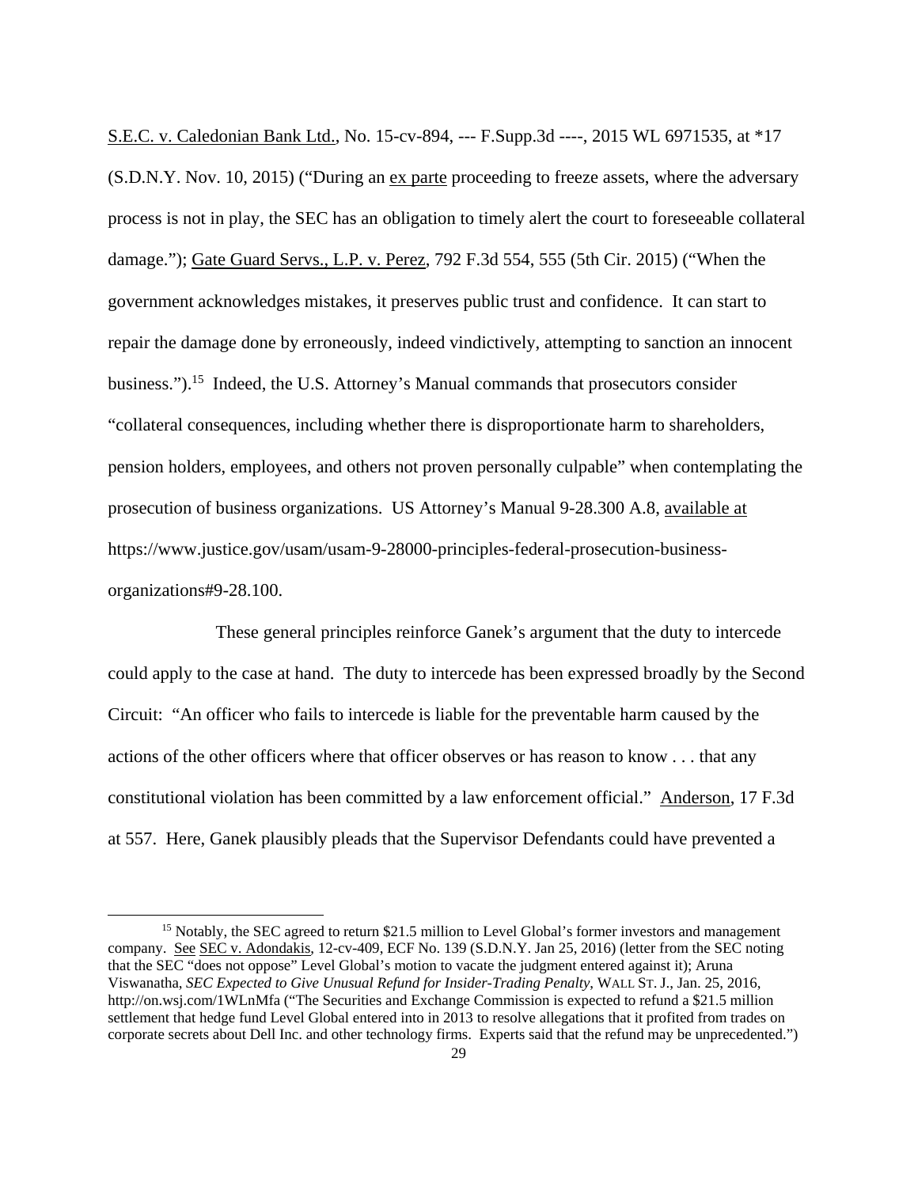S.E.C. v. Caledonian Bank Ltd., No. 15-cv-894, --- F.Supp.3d ----, 2015 WL 6971535, at *17 (S.D.N.Y. Nov. 10, 2015) ("During an ex parte proceeding to freeze assets, where the adversary process is not in play, the SEC has an obligation to timely alert the court to foreseeable collateral damage."); Gate Guard Servs., L.P. v. Perez, 792 F.3d 554, 555 (5th Cir. 2015) ("When the government acknowledges mistakes, it preserves public trust and confidence. It can start to repair the damage done by erroneously, indeed vindictively, attempting to sanction an innocent business.").[15] Indeed, the U.S. Attorney's Manual commands that prosecutors consider "collateral consequences, including whether there is disproportionate harm to shareholders, pension holders, employees, and others not proven personally culpable" when contemplating the prosecution of business organizations. US Attorney's Manual 9-28.300 A.8, available at https://www.justice.gov/usam/usam-9-28000-principles-federal-prosecution-business-organizations#9-28.100.

These general principles reinforce Ganek's argument that the duty to intercede could apply to the case at hand. The duty to intercede has been expressed broadly by the Second Circuit: "An officer who fails to intercede is liable for the preventable harm caused by the actions of the other officers where that officer observes or has reason to know . . . that any constitutional violation has been committed by a law enforcement official." Anderson, 17 F.3d at 557. Here, Ganek plausibly pleads that the Supervisor Defendants could have prevented a

[15] Notably, the SEC agreed to return $21.5 million to Level Global's former investors and management company. See SEC v. Adondakis, 12-cv-409, ECF No. 139 (S.D.N.Y. Jan 25, 2016) (letter from the SEC noting that the SEC "does not oppose" Level Global's motion to vacate the judgment entered against it); Aruna Viswanatha, *SEC Expected to Give Unusual Refund for Insider-Trading Penalty*, WALL ST. J., Jan. 25, 2016, http://on.wsj.com/1WLnMfa ("The Securities and Exchange Commission is expected to refund a $21.5 million settlement that hedge fund Level Global entered into in 2013 to resolve allegations that it profited from trades on corporate secrets about Dell Inc. and other technology firms. Experts said that the refund may be unprecedented.")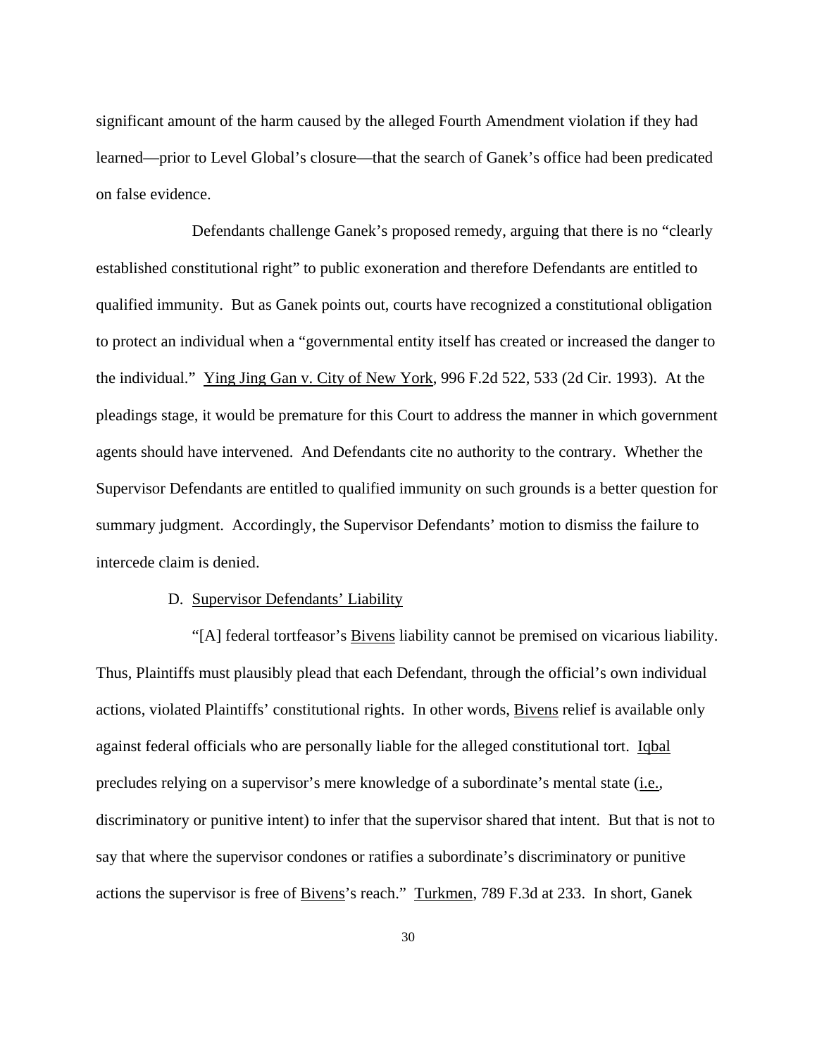significant amount of the harm caused by the alleged Fourth Amendment violation if they had learned—prior to Level Global's closure—that the search of Ganek's office had been predicated on false evidence.

Defendants challenge Ganek's proposed remedy, arguing that there is no "clearly established constitutional right" to public exoneration and therefore Defendants are entitled to qualified immunity. But as Ganek points out, courts have recognized a constitutional obligation to protect an individual when a "governmental entity itself has created or increased the danger to the individual." Ying Jing Gan v. City of New York, 996 F.2d 522, 533 (2d Cir. 1993). At the pleadings stage, it would be premature for this Court to address the manner in which government agents should have intervened. And Defendants cite no authority to the contrary. Whether the Supervisor Defendants are entitled to qualified immunity on such grounds is a better question for summary judgment. Accordingly, the Supervisor Defendants' motion to dismiss the failure to intercede claim is denied.

### D. Supervisor Defendants' Liability

"[A] federal tortfeasor's Bivens liability cannot be premised on vicarious liability. Thus, Plaintiffs must plausibly plead that each Defendant, through the official's own individual actions, violated Plaintiffs' constitutional rights. In other words, Bivens relief is available only against federal officials who are personally liable for the alleged constitutional tort. Iqbal precludes relying on a supervisor's mere knowledge of a subordinate's mental state (i.e., discriminatory or punitive intent) to infer that the supervisor shared that intent. But that is not to say that where the supervisor condones or ratifies a subordinate's discriminatory or punitive actions the supervisor is free of Bivens's reach." Turkmen, 789 F.3d at 233. In short, Ganek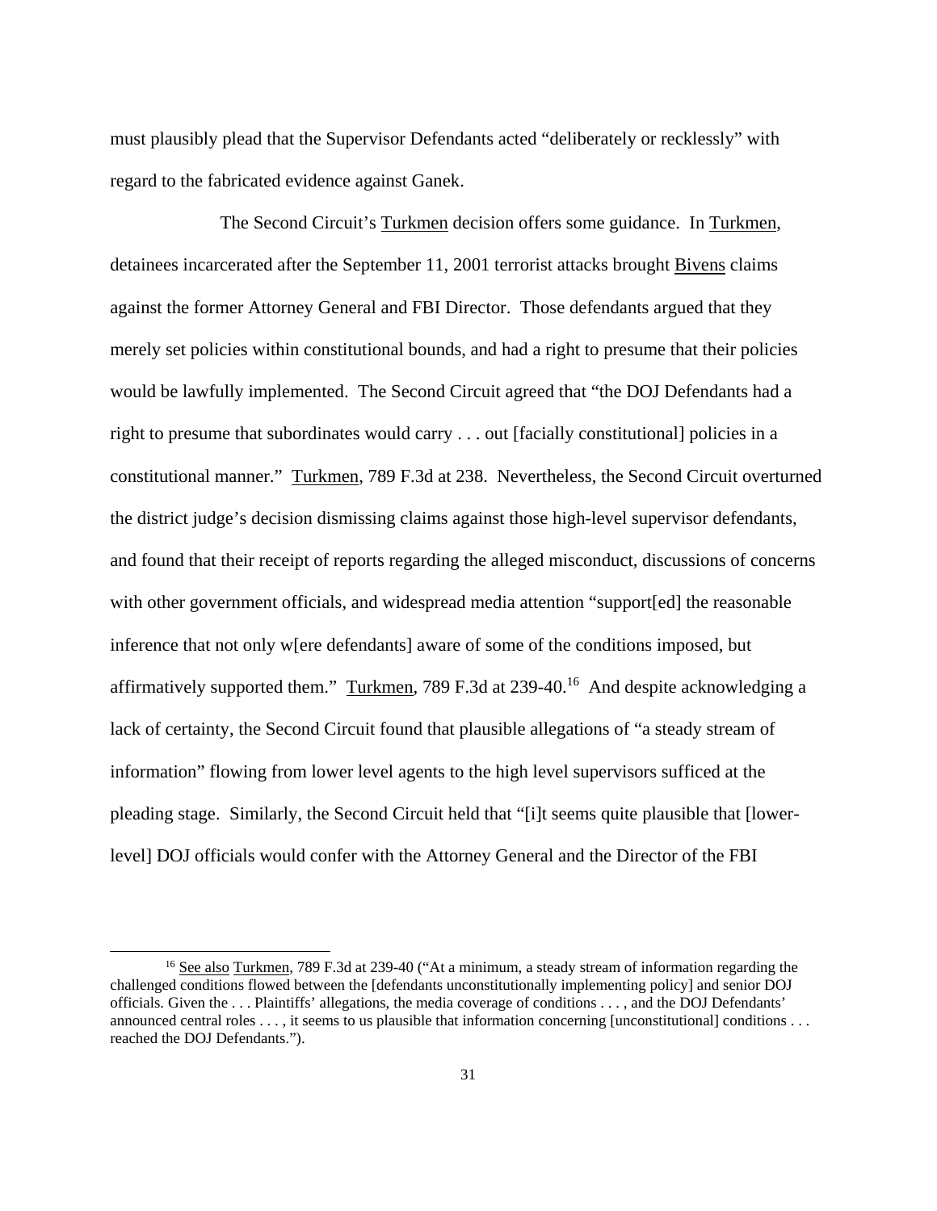must plausibly plead that the Supervisor Defendants acted "deliberately or recklessly" with regard to the fabricated evidence against Ganek.

The Second Circuit's Turkmen decision offers some guidance. In Turkmen, detainees incarcerated after the September 11, 2001 terrorist attacks brought Bivens claims against the former Attorney General and FBI Director. Those defendants argued that they merely set policies within constitutional bounds, and had a right to presume that their policies would be lawfully implemented. The Second Circuit agreed that "the DOJ Defendants had a right to presume that subordinates would carry . . . out [facially constitutional] policies in a constitutional manner." Turkmen, 789 F.3d at 238. Nevertheless, the Second Circuit overturned the district judge's decision dismissing claims against those high-level supervisor defendants, and found that their receipt of reports regarding the alleged misconduct, discussions of concerns with other government officials, and widespread media attention "support[ed] the reasonable inference that not only w[ere defendants] aware of some of the conditions imposed, but affirmatively supported them." Turkmen, 789 F.3d at 239-40.[16] And despite acknowledging a lack of certainty, the Second Circuit found that plausible allegations of "a steady stream of information" flowing from lower level agents to the high level supervisors sufficed at the pleading stage. Similarly, the Second Circuit held that "[i]t seems quite plausible that [lower-level] DOJ officials would confer with the Attorney General and the Director of the FBI

---

[16] See also Turkmen, 789 F.3d at 239-40 ("At a minimum, a steady stream of information regarding the challenged conditions flowed between the [defendants unconstitutionally implementing policy] and senior DOJ officials. Given the . . . Plaintiffs' allegations, the media coverage of conditions . . . , and the DOJ Defendants' announced central roles . . . , it seems to us plausible that information concerning [unconstitutional] conditions . . . reached the DOJ Defendants.").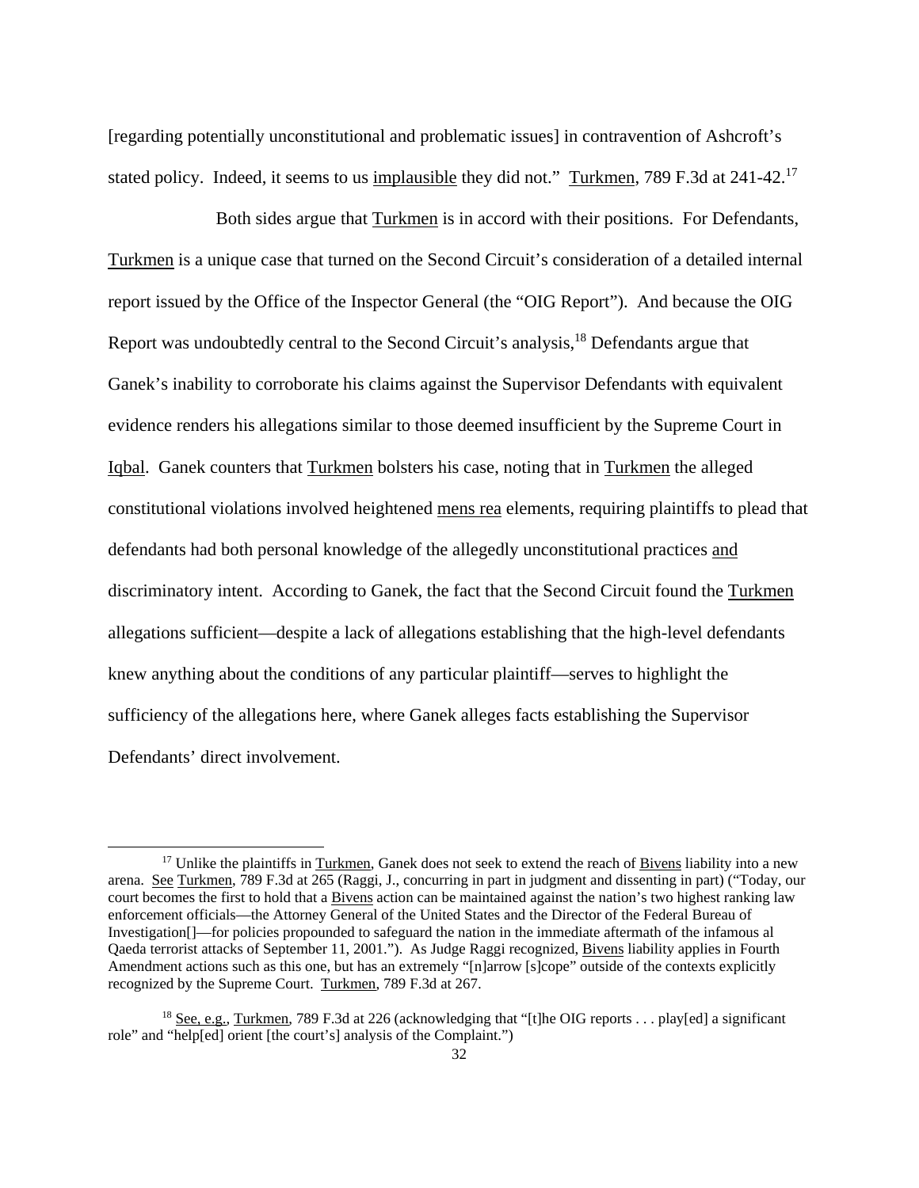[regarding potentially unconstitutional and problematic issues] in contravention of Ashcroft's stated policy. Indeed, it seems to us implausible they did not." Turkmen, 789 F.3d at 241-42.[17]

Both sides argue that Turkmen is in accord with their positions. For Defendants, Turkmen is a unique case that turned on the Second Circuit's consideration of a detailed internal report issued by the Office of the Inspector General (the "OIG Report"). And because the OIG Report was undoubtedly central to the Second Circuit's analysis,[18] Defendants argue that Ganek's inability to corroborate his claims against the Supervisor Defendants with equivalent evidence renders his allegations similar to those deemed insufficient by the Supreme Court in Iqbal. Ganek counters that Turkmen bolsters his case, noting that in Turkmen the alleged constitutional violations involved heightened mens rea elements, requiring plaintiffs to plead that defendants had both personal knowledge of the allegedly unconstitutional practices and discriminatory intent. According to Ganek, the fact that the Second Circuit found the Turkmen allegations sufficient—despite a lack of allegations establishing that the high-level defendants knew anything about the conditions of any particular plaintiff—serves to highlight the sufficiency of the allegations here, where Ganek alleges facts establishing the Supervisor Defendants' direct involvement.

---

[17] Unlike the plaintiffs in Turkmen, Ganek does not seek to extend the reach of Bivens liability into a new arena. See Turkmen, 789 F.3d at 265 (Raggi, J., concurring in part in judgment and dissenting in part) ("Today, our court becomes the first to hold that a Bivens action can be maintained against the nation's two highest ranking law enforcement officials—the Attorney General of the United States and the Director of the Federal Bureau of Investigation[]—for policies propounded to safeguard the nation in the immediate aftermath of the infamous al Qaeda terrorist attacks of September 11, 2001."). As Judge Raggi recognized, Bivens liability applies in Fourth Amendment actions such as this one, but has an extremely "[n]arrow [s]cope" outside of the contexts explicitly recognized by the Supreme Court. Turkmen, 789 F.3d at 267.

[18] See, e.g., Turkmen, 789 F.3d at 226 (acknowledging that "[t]he OIG reports . . . play[ed] a significant role" and "help[ed] orient [the court's] analysis of the Complaint.")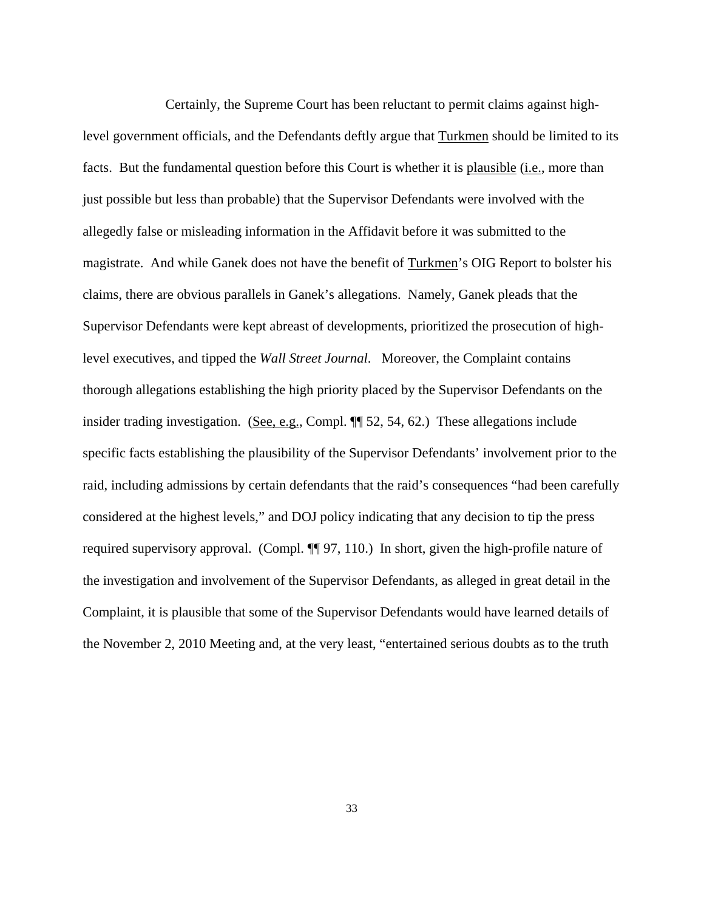Certainly, the Supreme Court has been reluctant to permit claims against high-level government officials, and the Defendants deftly argue that Turkmen should be limited to its facts. But the fundamental question before this Court is whether it is plausible (i.e., more than just possible but less than probable) that the Supervisor Defendants were involved with the allegedly false or misleading information in the Affidavit before it was submitted to the magistrate. And while Ganek does not have the benefit of Turkmen's OIG Report to bolster his claims, there are obvious parallels in Ganek's allegations. Namely, Ganek pleads that the Supervisor Defendants were kept abreast of developments, prioritized the prosecution of high-level executives, and tipped the *Wall Street Journal*. Moreover, the Complaint contains thorough allegations establishing the high priority placed by the Supervisor Defendants on the insider trading investigation. (See, e.g., Compl. ¶¶ 52, 54, 62.) These allegations include specific facts establishing the plausibility of the Supervisor Defendants' involvement prior to the raid, including admissions by certain defendants that the raid's consequences "had been carefully considered at the highest levels," and DOJ policy indicating that any decision to tip the press required supervisory approval. (Compl. ¶¶ 97, 110.) In short, given the high-profile nature of the investigation and involvement of the Supervisor Defendants, as alleged in great detail in the Complaint, it is plausible that some of the Supervisor Defendants would have learned details of the November 2, 2010 Meeting and, at the very least, "entertained serious doubts as to the truth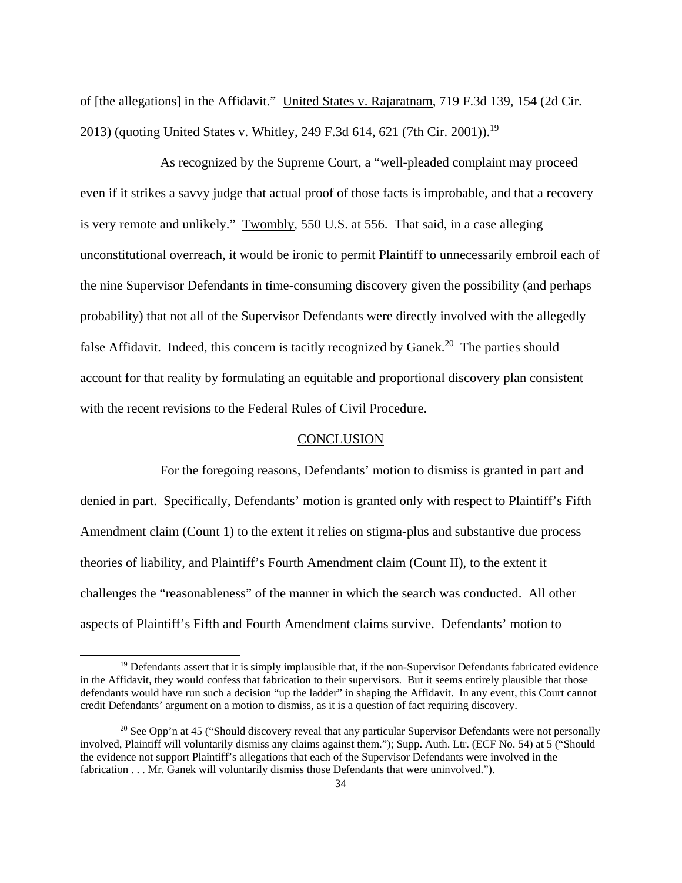of [the allegations] in the Affidavit." United States v. Rajaratnam, 719 F.3d 139, 154 (2d Cir. 2013) (quoting United States v. Whitley, 249 F.3d 614, 621 (7th Cir. 2001)).[19]

As recognized by the Supreme Court, a "well-pleaded complaint may proceed even if it strikes a savvy judge that actual proof of those facts is improbable, and that a recovery is very remote and unlikely." Twombly, 550 U.S. at 556. That said, in a case alleging unconstitutional overreach, it would be ironic to permit Plaintiff to unnecessarily embroil each of the nine Supervisor Defendants in time-consuming discovery given the possibility (and perhaps probability) that not all of the Supervisor Defendants were directly involved with the allegedly false Affidavit. Indeed, this concern is tacitly recognized by Ganek.[20] The parties should account for that reality by formulating an equitable and proportional discovery plan consistent with the recent revisions to the Federal Rules of Civil Procedure.

## CONCLUSION

For the foregoing reasons, Defendants' motion to dismiss is granted in part and denied in part. Specifically, Defendants' motion is granted only with respect to Plaintiff's Fifth Amendment claim (Count 1) to the extent it relies on stigma-plus and substantive due process theories of liability, and Plaintiff's Fourth Amendment claim (Count II), to the extent it challenges the "reasonableness" of the manner in which the search was conducted. All other aspects of Plaintiff's Fifth and Fourth Amendment claims survive. Defendants' motion to

---

[19] Defendants assert that it is simply implausible that, if the non-Supervisor Defendants fabricated evidence in the Affidavit, they would confess that fabrication to their supervisors. But it seems entirely plausible that those defendants would have run such a decision "up the ladder" in shaping the Affidavit. In any event, this Court cannot credit Defendants' argument on a motion to dismiss, as it is a question of fact requiring discovery.

[20] See Opp'n at 45 ("Should discovery reveal that any particular Supervisor Defendants were not personally involved, Plaintiff will voluntarily dismiss any claims against them."); Supp. Auth. Ltr. (ECF No. 54) at 5 ("Should the evidence not support Plaintiff's allegations that each of the Supervisor Defendants were involved in the fabrication . . . Mr. Ganek will voluntarily dismiss those Defendants that were uninvolved.").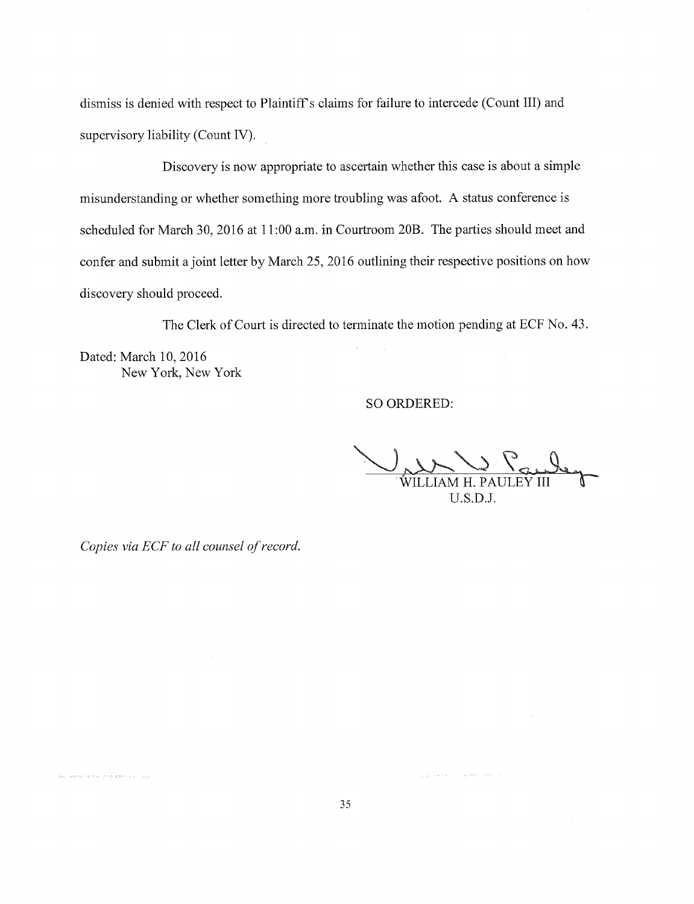dismiss is denied with respect to Plaintiff's claims for failure to intercede (Count III) and supervisory liability (Count IV).

Discovery is now appropriate to ascertain whether this case is about a simple misunderstanding or whether something more troubling was afoot. A status conference is scheduled for March 30, 2016 at 11:00 a.m. in Courtroom 20B. The parties should meet and confer and submit a joint letter by March 25, 2016 outlining their respective positions on how discovery should proceed.

The Clerk of Court is directed to terminate the motion pending at ECF No. 43.

Dated: March 10, 2016
New York, New York

SO ORDERED:

WILLIAM H. PAULEY III
U.S.D.J.

*Copies via ECF to all counsel of record.*